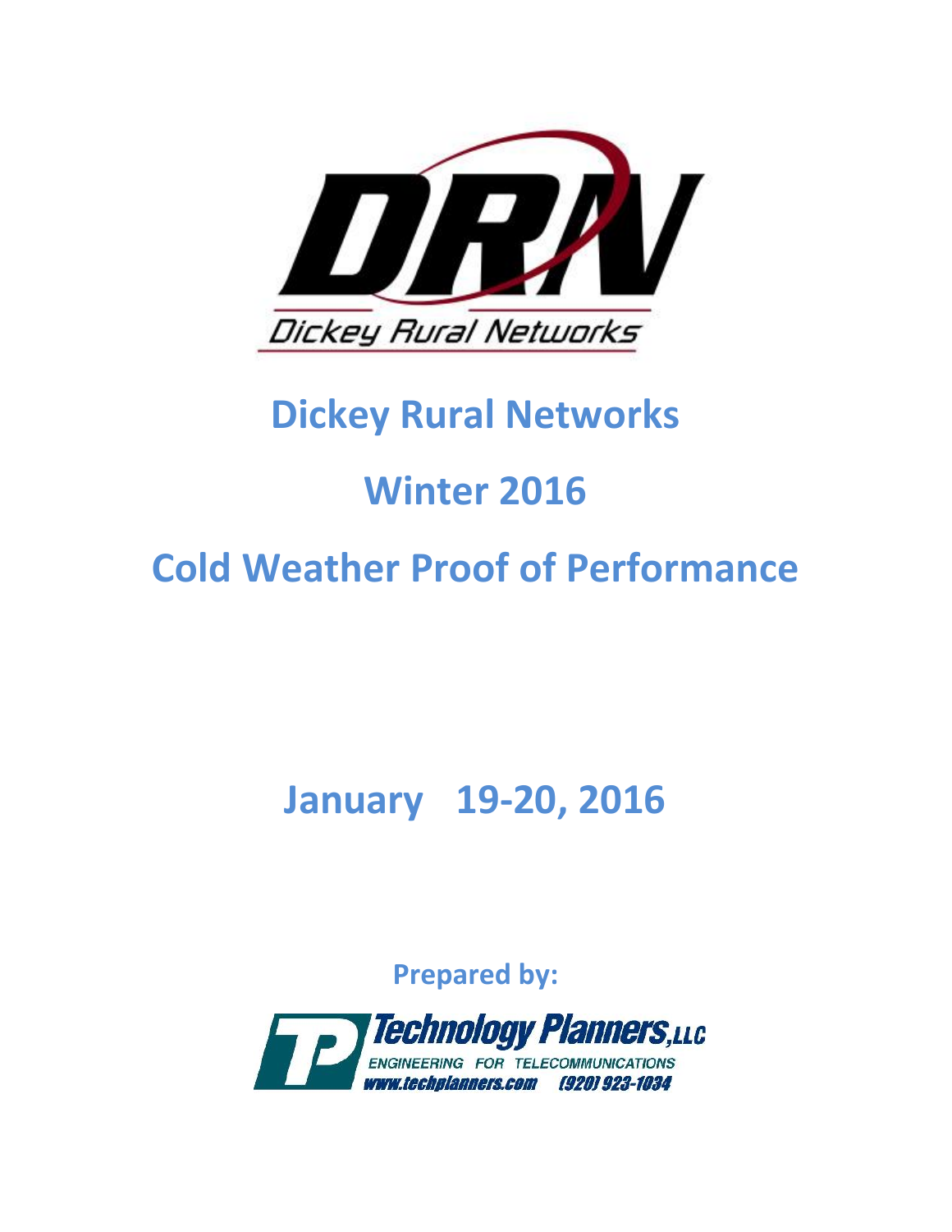DRN

Dickey Rural Networks

# Dickey Rural Networks

# Winter 2016

# Cold Weather Proof of Performance

# January 19-20, 2016

**Prepared by:**

Technology Planners, LLC

ENGINEERING FOR TELECOMMUNICATIONS

www.techplanners.com (920) 923-1034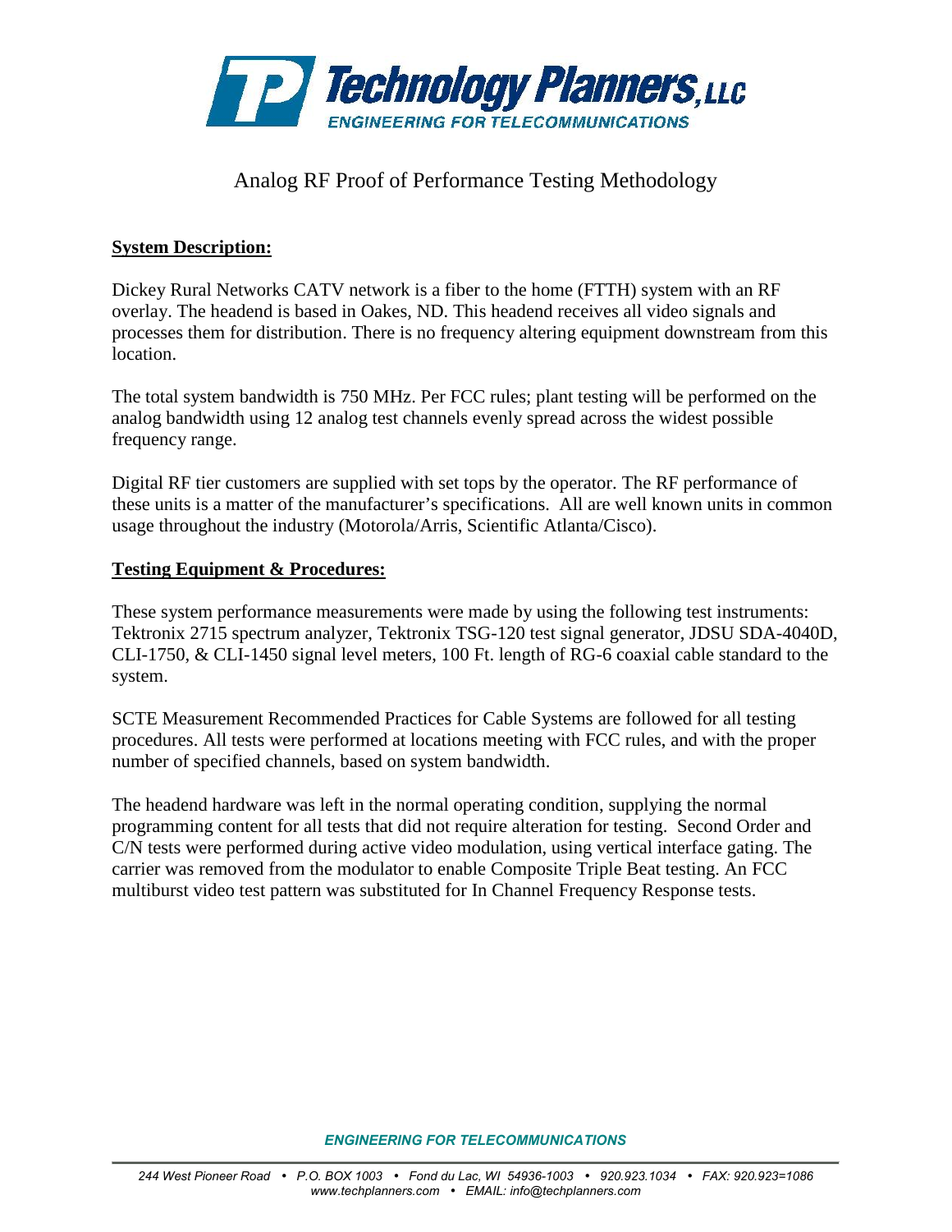# Analog RF Proof of Performance Testing Methodology

**System Description:**

Dickey Rural Networks CATV network is a fiber to the home (FTTH) system with an RF overlay. The headend is based in Oakes, ND. This headend receives all video signals and processes them for distribution. There is no frequency altering equipment downstream from this location.

The total system bandwidth is 750 MHz. Per FCC rules; plant testing will be performed on the analog bandwidth using 12 analog test channels evenly spread across the widest possible frequency range.

Digital RF tier customers are supplied with set tops by the operator. The RF performance of these units is a matter of the manufacturer's specifications. All are well known units in common usage throughout the industry (Motorola/Arris, Scientific Atlanta/Cisco).

**Testing Equipment & Procedures:**

These system performance measurements were made by using the following test instruments: Tektronix 2715 spectrum analyzer, Tektronix TSG-120 test signal generator, JDSU SDA-4040D, CLI-1750, & CLI-1450 signal level meters, 100 Ft. length of RG-6 coaxial cable standard to the system.

SCTE Measurement Recommended Practices for Cable Systems are followed for all testing procedures. All tests were performed at locations meeting with FCC rules, and with the proper number of specified channels, based on system bandwidth.

The headend hardware was left in the normal operating condition, supplying the normal programming content for all tests that did not require alteration for testing. Second Order and C/N tests were performed during active video modulation, using vertical interface gating. The carrier was removed from the modulator to enable Composite Triple Beat testing. An FCC multiburst video test pattern was substituted for In Channel Frequency Response tests.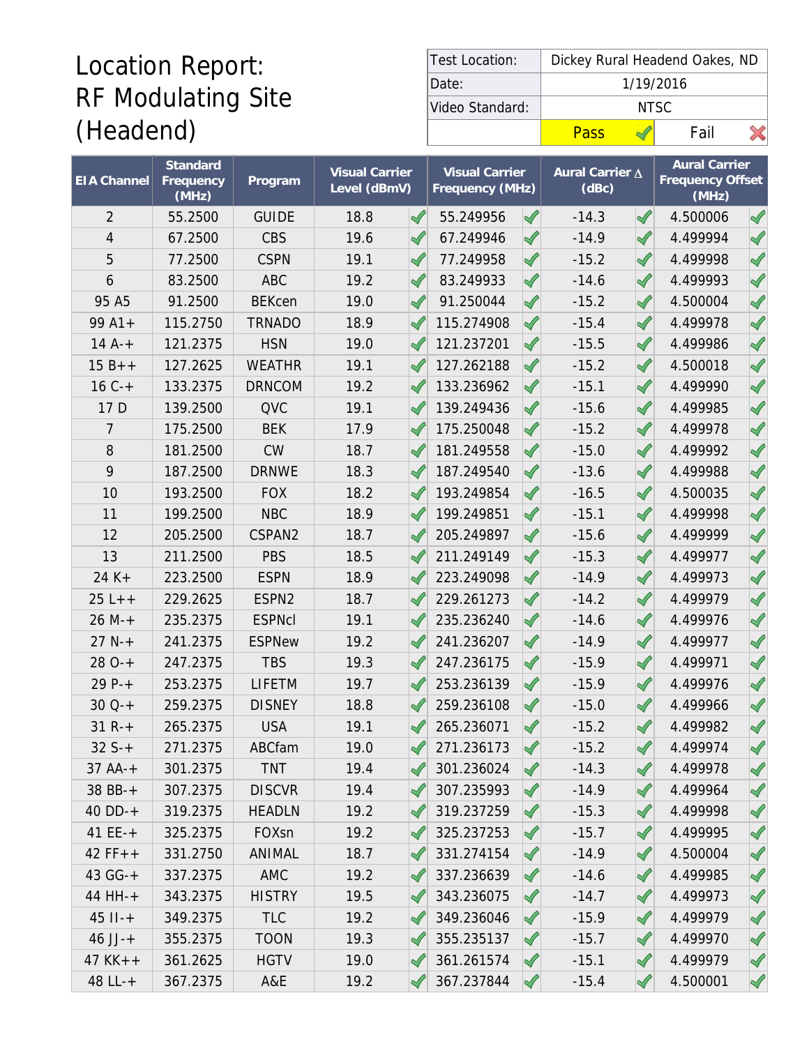# Location Report: RF Modulating Site (Headend)

| Test Location: | Dickey Rural Headend Oakes, ND |
|---|---|
| Date: | 1/19/2016 |
| Video Standard: | NTSC |
| | Pass ✓ / Fail ✗ |

| EIA Channel | Standard Frequency (MHz) | Program | Visual Carrier Level (dBmV) | Visual Carrier Frequency (MHz) | Aural Carrier ∆ (dBc) | Aural Carrier Frequency Offset (MHz) |
|---|---|---|---|---|---|---|
| 2 | 55.2500 | GUIDE | 18.8 ✓ | 55.249956 ✓ | -14.3 ✓ | 4.500006 ✓ |
| 4 | 67.2500 | CBS | 19.6 ✓ | 67.249946 ✓ | -14.9 ✓ | 4.499994 ✓ |
| 5 | 77.2500 | CSPN | 19.1 ✓ | 77.249958 ✓ | -15.2 ✓ | 4.499998 ✓ |
| 6 | 83.2500 | ABC | 19.2 ✓ | 83.249933 ✓ | -14.6 ✓ | 4.499993 ✓ |
| 95 A5 | 91.2500 | BEKcen | 19.0 ✓ | 91.250044 ✓ | -15.2 ✓ | 4.500004 ✓ |
| 99 A1+ | 115.2750 | TRNADO | 18.9 ✓ | 115.274908 ✓ | -15.4 ✓ | 4.499978 ✓ |
| 14 A-+ | 121.2375 | HSN | 19.0 ✓ | 121.237201 ✓ | -15.5 ✓ | 4.499986 ✓ |
| 15 B++ | 127.2625 | WEATHR | 19.1 ✓ | 127.262188 ✓ | -15.2 ✓ | 4.500018 ✓ |
| 16 C-+ | 133.2375 | DRNCOM | 19.2 ✓ | 133.236962 ✓ | -15.1 ✓ | 4.499990 ✓ |
| 17 D | 139.2500 | QVC | 19.1 ✓ | 139.249436 ✓ | -15.6 ✓ | 4.499985 ✓ |
| 7 | 175.2500 | BEK | 17.9 ✓ | 175.250048 ✓ | -15.2 ✓ | 4.499978 ✓ |
| 8 | 181.2500 | CW | 18.7 ✓ | 181.249558 ✓ | -15.0 ✓ | 4.499992 ✓ |
| 9 | 187.2500 | DRNWE | 18.3 ✓ | 187.249540 ✓ | -13.6 ✓ | 4.499988 ✓ |
| 10 | 193.2500 | FOX | 18.2 ✓ | 193.249854 ✓ | -16.5 ✓ | 4.500035 ✓ |
| 11 | 199.2500 | NBC | 18.9 ✓ | 199.249851 ✓ | -15.1 ✓ | 4.499998 ✓ |
| 12 | 205.2500 | CSPAN2 | 18.7 ✓ | 205.249897 ✓ | -15.6 ✓ | 4.499999 ✓ |
| 13 | 211.2500 | PBS | 18.5 ✓ | 211.249149 ✓ | -15.3 ✓ | 4.499977 ✓ |
| 24 K+ | 223.2500 | ESPN | 18.9 ✓ | 223.249098 ✓ | -14.9 ✓ | 4.499973 ✓ |
| 25 L++ | 229.2625 | ESPN2 | 18.7 ✓ | 229.261273 ✓ | -14.2 ✓ | 4.499979 ✓ |
| 26 M-+ | 235.2375 | ESPNcl | 19.1 ✓ | 235.236240 ✓ | -14.6 ✓ | 4.499976 ✓ |
| 27 N-+ | 241.2375 | ESPNew | 19.2 ✓ | 241.236207 ✓ | -14.9 ✓ | 4.499977 ✓ |
| 28 O-+ | 247.2375 | TBS | 19.3 ✓ | 247.236175 ✓ | -15.9 ✓ | 4.499971 ✓ |
| 29 P-+ | 253.2375 | LIFETM | 19.7 ✓ | 253.236139 ✓ | -15.9 ✓ | 4.499976 ✓ |
| 30 Q-+ | 259.2375 | DISNEY | 18.8 ✓ | 259.236108 ✓ | -15.0 ✓ | 4.499966 ✓ |
| 31 R-+ | 265.2375 | USA | 19.1 ✓ | 265.236071 ✓ | -15.2 ✓ | 4.499982 ✓ |
| 32 S-+ | 271.2375 | ABCfam | 19.0 ✓ | 271.236173 ✓ | -15.2 ✓ | 4.499974 ✓ |
| 37 AA-+ | 301.2375 | TNT | 19.4 ✓ | 301.236024 ✓ | -14.3 ✓ | 4.499978 ✓ |
| 38 BB-+ | 307.2375 | DISCVR | 19.4 ✓ | 307.235993 ✓ | -14.9 ✓ | 4.499964 ✓ |
| 40 DD-+ | 319.2375 | HEADLN | 19.2 ✓ | 319.237259 ✓ | -15.3 ✓ | 4.499998 ✓ |
| 41 EE-+ | 325.2375 | FOXsn | 19.2 ✓ | 325.237253 ✓ | -15.7 ✓ | 4.499995 ✓ |
| 42 FF++ | 331.2750 | ANIMAL | 18.7 ✓ | 331.274154 ✓ | -14.9 ✓ | 4.500004 ✓ |
| 43 GG-+ | 337.2375 | AMC | 19.2 ✓ | 337.236639 ✓ | -14.6 ✓ | 4.499985 ✓ |
| 44 HH-+ | 343.2375 | HISTRY | 19.5 ✓ | 343.236075 ✓ | -14.7 ✓ | 4.499973 ✓ |
| 45 II-+ | 349.2375 | TLC | 19.2 ✓ | 349.236046 ✓ | -15.9 ✓ | 4.499979 ✓ |
| 46 JJ-+ | 355.2375 | TOON | 19.3 ✓ | 355.235137 ✓ | -15.7 ✓ | 4.499970 ✓ |
| 47 KK++ | 361.2625 | HGTV | 19.0 ✓ | 361.261574 ✓ | -15.1 ✓ | 4.499979 ✓ |
| 48 LL-+ | 367.2375 | A&E | 19.2 ✓ | 367.237844 ✓ | -15.4 ✓ | 4.500001 ✓ |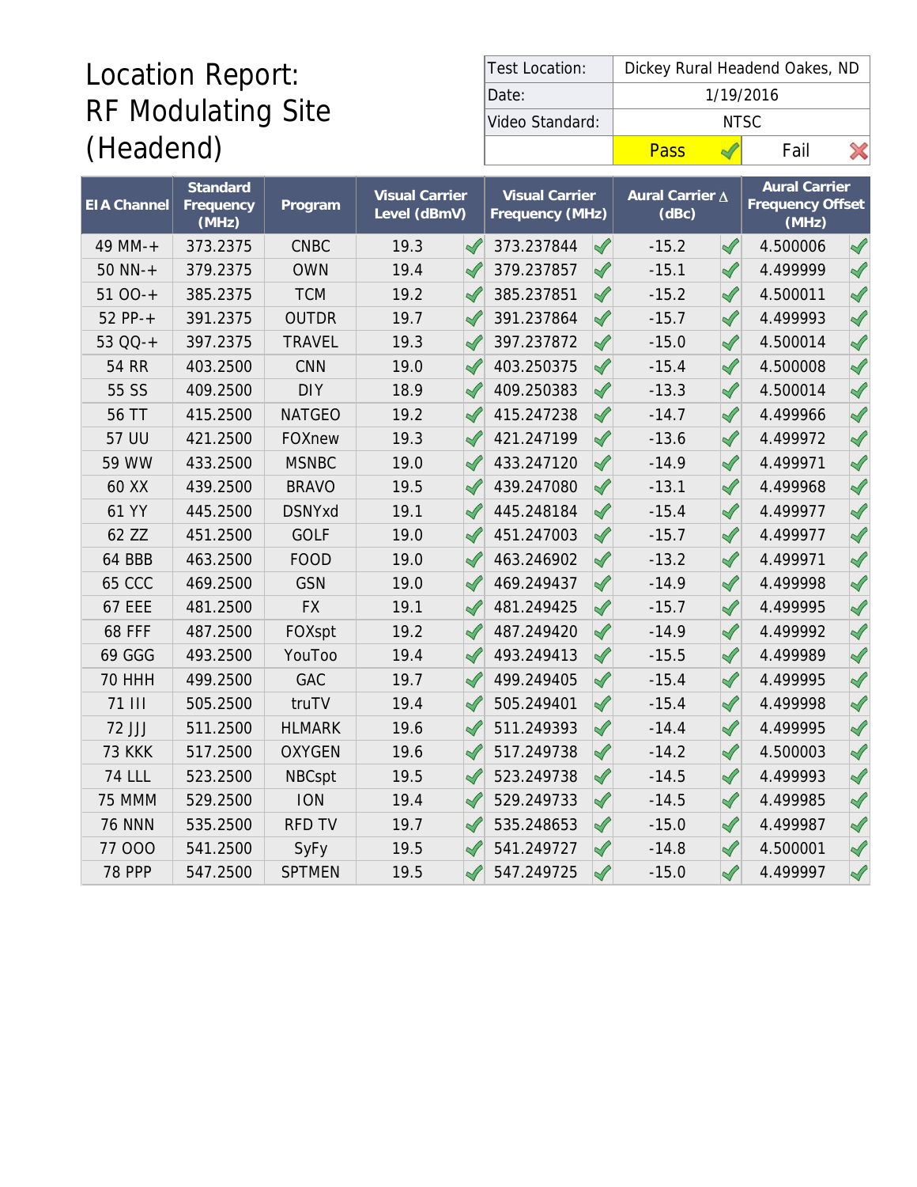# Location Report: RF Modulating Site (Headend)

| Test Location: | Dickey Rural Headend Oakes, ND | |
|---|---|---|
| Date: | 1/19/2016 | |
| Video Standard: | NTSC | |
| | Pass ✓ | Fail ✗ |

| EIA Channel | Standard Frequency (MHz) | Program | Visual Carrier Level (dBmV) | | Visual Carrier Frequency (MHz) | | Aural Carrier ∆ (dBc) | | Aural Carrier Frequency Offset (MHz) | |
|---|---|---|---|---|---|---|---|---|---|---|
| 49 MM-+ | 373.2375 | CNBC | 19.3 | ✓ | 373.237844 | ✓ | -15.2 | ✓ | 4.500006 | ✓ |
| 50 NN-+ | 379.2375 | OWN | 19.4 | ✓ | 379.237857 | ✓ | -15.1 | ✓ | 4.499999 | ✓ |
| 51 OO-+ | 385.2375 | TCM | 19.2 | ✓ | 385.237851 | ✓ | -15.2 | ✓ | 4.500011 | ✓ |
| 52 PP-+ | 391.2375 | OUTDR | 19.7 | ✓ | 391.237864 | ✓ | -15.7 | ✓ | 4.499993 | ✓ |
| 53 QQ-+ | 397.2375 | TRAVEL | 19.3 | ✓ | 397.237872 | ✓ | -15.0 | ✓ | 4.500014 | ✓ |
| 54 RR | 403.2500 | CNN | 19.0 | ✓ | 403.250375 | ✓ | -15.4 | ✓ | 4.500008 | ✓ |
| 55 SS | 409.2500 | DIY | 18.9 | ✓ | 409.250383 | ✓ | -13.3 | ✓ | 4.500014 | ✓ |
| 56 TT | 415.2500 | NATGEO | 19.2 | ✓ | 415.247238 | ✓ | -14.7 | ✓ | 4.499966 | ✓ |
| 57 UU | 421.2500 | FOXnew | 19.3 | ✓ | 421.247199 | ✓ | -13.6 | ✓ | 4.499972 | ✓ |
| 59 WW | 433.2500 | MSNBC | 19.0 | ✓ | 433.247120 | ✓ | -14.9 | ✓ | 4.499971 | ✓ |
| 60 XX | 439.2500 | BRAVO | 19.5 | ✓ | 439.247080 | ✓ | -13.1 | ✓ | 4.499968 | ✓ |
| 61 YY | 445.2500 | DSNYxd | 19.1 | ✓ | 445.248184 | ✓ | -15.4 | ✓ | 4.499977 | ✓ |
| 62 ZZ | 451.2500 | GOLF | 19.0 | ✓ | 451.247003 | ✓ | -15.7 | ✓ | 4.499977 | ✓ |
| 64 BBB | 463.2500 | FOOD | 19.0 | ✓ | 463.246902 | ✓ | -13.2 | ✓ | 4.499971 | ✓ |
| 65 CCC | 469.2500 | GSN | 19.0 | ✓ | 469.249437 | ✓ | -14.9 | ✓ | 4.499998 | ✓ |
| 67 EEE | 481.2500 | FX | 19.1 | ✓ | 481.249425 | ✓ | -15.7 | ✓ | 4.499995 | ✓ |
| 68 FFF | 487.2500 | FOXspt | 19.2 | ✓ | 487.249420 | ✓ | -14.9 | ✓ | 4.499992 | ✓ |
| 69 GGG | 493.2500 | YouToo | 19.4 | ✓ | 493.249413 | ✓ | -15.5 | ✓ | 4.499989 | ✓ |
| 70 HHH | 499.2500 | GAC | 19.7 | ✓ | 499.249405 | ✓ | -15.4 | ✓ | 4.499995 | ✓ |
| 71 III | 505.2500 | truTV | 19.4 | ✓ | 505.249401 | ✓ | -15.4 | ✓ | 4.499998 | ✓ |
| 72 JJJ | 511.2500 | HLMARK | 19.6 | ✓ | 511.249393 | ✓ | -14.4 | ✓ | 4.499995 | ✓ |
| 73 KKK | 517.2500 | OXYGEN | 19.6 | ✓ | 517.249738 | ✓ | -14.2 | ✓ | 4.500003 | ✓ |
| 74 LLL | 523.2500 | NBCspt | 19.5 | ✓ | 523.249738 | ✓ | -14.5 | ✓ | 4.499993 | ✓ |
| 75 MMM | 529.2500 | ION | 19.4 | ✓ | 529.249733 | ✓ | -14.5 | ✓ | 4.499985 | ✓ |
| 76 NNN | 535.2500 | RFD TV | 19.7 | ✓ | 535.248653 | ✓ | -15.0 | ✓ | 4.499987 | ✓ |
| 77 OOO | 541.2500 | SyFy | 19.5 | ✓ | 541.249727 | ✓ | -14.8 | ✓ | 4.500001 | ✓ |
| 78 PPP | 547.2500 | SPTMEN | 19.5 | ✓ | 547.249725 | ✓ | -15.0 | ✓ | 4.499997 | ✓ |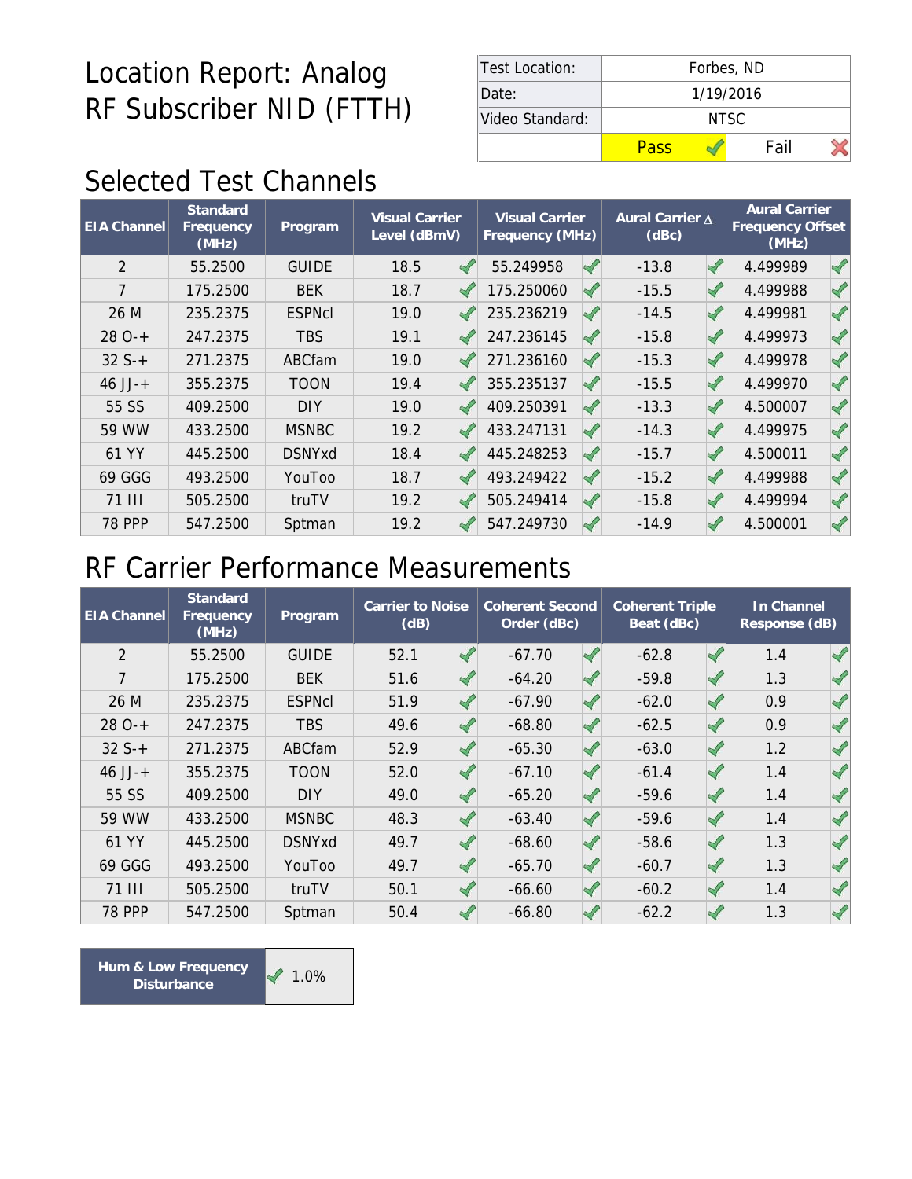# Location Report: Analog RF Subscriber NID (FTTH)

| Test Location: | Forbes, ND | |
|---|---|---|
| Date: | 1/19/2016 | |
| Video Standard: | NTSC | |
| | Pass ✓ | Fail ✗ |

## Selected Test Channels

| EIA Channel | Standard Frequency (MHz) | Program | Visual Carrier Level (dBmV) | | Visual Carrier Frequency (MHz) | | Aural Carrier Δ (dBc) | | Aural Carrier Frequency Offset (MHz) | |
|---|---|---|---|---|---|---|---|---|---|---|
| 2 | 55.2500 | GUIDE | 18.5 | ✓ | 55.249958 | ✓ | -13.8 | ✓ | 4.499989 | ✓ |
| 7 | 175.2500 | BEK | 18.7 | ✓ | 175.250060 | ✓ | -15.5 | ✓ | 4.499988 | ✓ |
| 26 M | 235.2375 | ESPNcl | 19.0 | ✓ | 235.236219 | ✓ | -14.5 | ✓ | 4.499981 | ✓ |
| 28 O-+ | 247.2375 | TBS | 19.1 | ✓ | 247.236145 | ✓ | -15.8 | ✓ | 4.499973 | ✓ |
| 32 S-+ | 271.2375 | ABCfam | 19.0 | ✓ | 271.236160 | ✓ | -15.3 | ✓ | 4.499978 | ✓ |
| 46 JJ-+ | 355.2375 | TOON | 19.4 | ✓ | 355.235137 | ✓ | -15.5 | ✓ | 4.499970 | ✓ |
| 55 SS | 409.2500 | DIY | 19.0 | ✓ | 409.250391 | ✓ | -13.3 | ✓ | 4.500007 | ✓ |
| 59 WW | 433.2500 | MSNBC | 19.2 | ✓ | 433.247131 | ✓ | -14.3 | ✓ | 4.499975 | ✓ |
| 61 YY | 445.2500 | DSNYxd | 18.4 | ✓ | 445.248253 | ✓ | -15.7 | ✓ | 4.500011 | ✓ |
| 69 GGG | 493.2500 | YouToo | 18.7 | ✓ | 493.249422 | ✓ | -15.2 | ✓ | 4.499988 | ✓ |
| 71 III | 505.2500 | truTV | 19.2 | ✓ | 505.249414 | ✓ | -15.8 | ✓ | 4.499994 | ✓ |
| 78 PPP | 547.2500 | Sptman | 19.2 | ✓ | 547.249730 | ✓ | -14.9 | ✓ | 4.500001 | ✓ |

## RF Carrier Performance Measurements

| EIA Channel | Standard Frequency (MHz) | Program | Carrier to Noise (dB) | | Coherent Second Order (dBc) | | Coherent Triple Beat (dBc) | | In Channel Response (dB) | |
|---|---|---|---|---|---|---|---|---|---|---|
| 2 | 55.2500 | GUIDE | 52.1 | ✓ | -67.70 | ✓ | -62.8 | ✓ | 1.4 | ✓ |
| 7 | 175.2500 | BEK | 51.6 | ✓ | -64.20 | ✓ | -59.8 | ✓ | 1.3 | ✓ |
| 26 M | 235.2375 | ESPNcl | 51.9 | ✓ | -67.90 | ✓ | -62.0 | ✓ | 0.9 | ✓ |
| 28 O-+ | 247.2375 | TBS | 49.6 | ✓ | -68.80 | ✓ | -62.5 | ✓ | 0.9 | ✓ |
| 32 S-+ | 271.2375 | ABCfam | 52.9 | ✓ | -65.30 | ✓ | -63.0 | ✓ | 1.2 | ✓ |
| 46 JJ-+ | 355.2375 | TOON | 52.0 | ✓ | -67.10 | ✓ | -61.4 | ✓ | 1.4 | ✓ |
| 55 SS | 409.2500 | DIY | 49.0 | ✓ | -65.20 | ✓ | -59.6 | ✓ | 1.4 | ✓ |
| 59 WW | 433.2500 | MSNBC | 48.3 | ✓ | -63.40 | ✓ | -59.6 | ✓ | 1.4 | ✓ |
| 61 YY | 445.2500 | DSNYxd | 49.7 | ✓ | -68.60 | ✓ | -58.6 | ✓ | 1.3 | ✓ |
| 69 GGG | 493.2500 | YouToo | 49.7 | ✓ | -65.70 | ✓ | -60.7 | ✓ | 1.3 | ✓ |
| 71 III | 505.2500 | truTV | 50.1 | ✓ | -66.60 | ✓ | -60.2 | ✓ | 1.4 | ✓ |
| 78 PPP | 547.2500 | Sptman | 50.4 | ✓ | -66.80 | ✓ | -62.2 | ✓ | 1.3 | ✓ |

| Hum & Low Frequency Disturbance | ✓ 1.0% |
|---|---|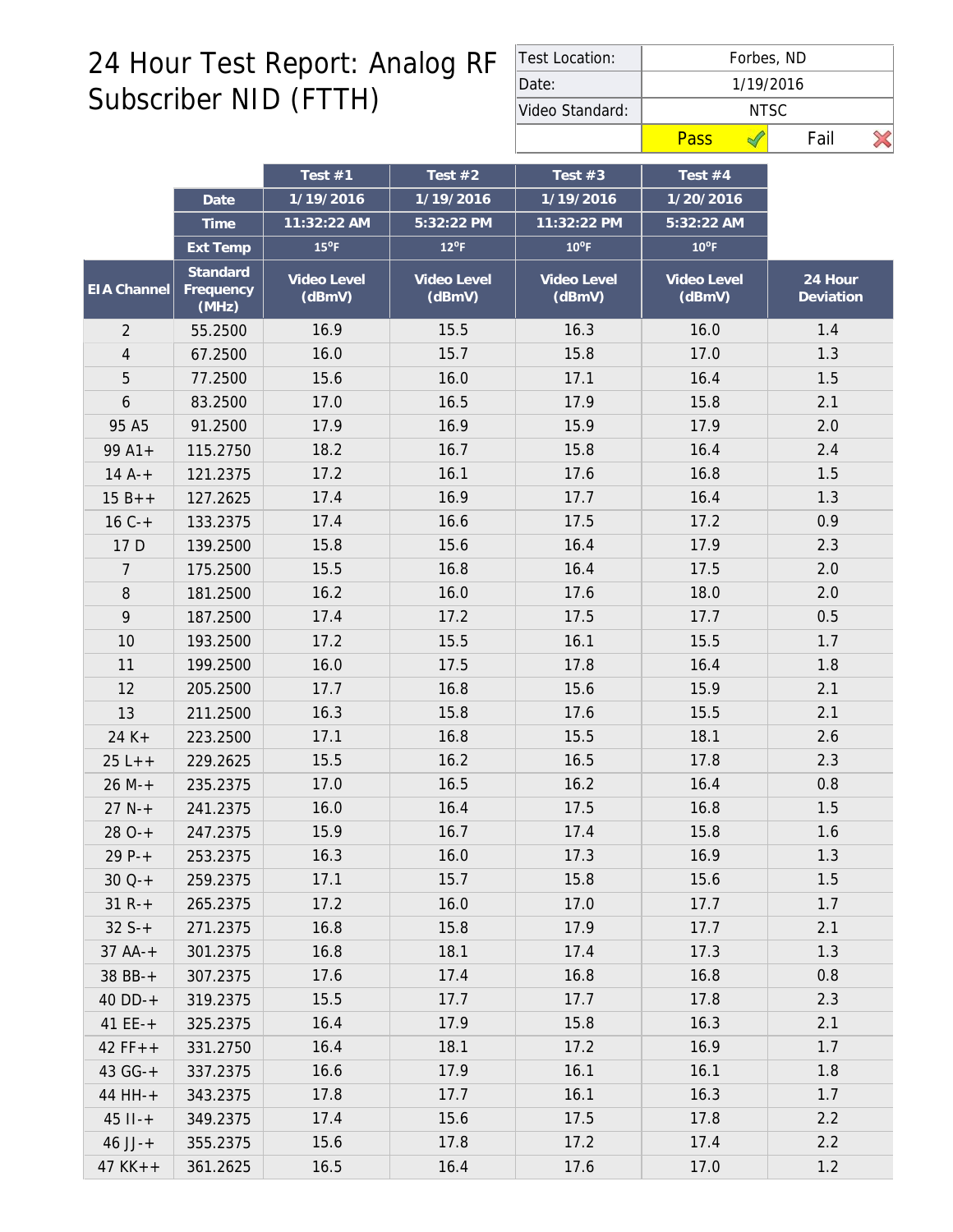# 24 Hour Test Report: Analog RF Subscriber NID (FTTH)

| Test Location: | Forbes, ND |
|---|---|
| Date: | 1/19/2016 |
| Video Standard: | NTSC |
| | Pass ✓ / Fail ✗ |

| | | Test #1 | Test #2 | Test #3 | Test #4 | |
|---|---|---|---|---|---|---|
| | Date | 1/19/2016 | 1/19/2016 | 1/19/2016 | 1/20/2016 | |
| | Time | 11:32:22 AM | 5:32:22 PM | 11:32:22 PM | 5:32:22 AM | |
| | Ext Temp | 15°F | 12°F | 10°F | 10°F | |
| EIA Channel | Standard Frequency (MHz) | Video Level (dBmV) | Video Level (dBmV) | Video Level (dBmV) | Video Level (dBmV) | 24 Hour Deviation |
| 2 | 55.2500 | 16.9 | 15.5 | 16.3 | 16.0 | 1.4 |
| 4 | 67.2500 | 16.0 | 15.7 | 15.8 | 17.0 | 1.3 |
| 5 | 77.2500 | 15.6 | 16.0 | 17.1 | 16.4 | 1.5 |
| 6 | 83.2500 | 17.0 | 16.5 | 17.9 | 15.8 | 2.1 |
| 95 A5 | 91.2500 | 17.9 | 16.9 | 15.9 | 17.9 | 2.0 |
| 99 A1+ | 115.2750 | 18.2 | 16.7 | 15.8 | 16.4 | 2.4 |
| 14 A-+ | 121.2375 | 17.2 | 16.1 | 17.6 | 16.8 | 1.5 |
| 15 B++ | 127.2625 | 17.4 | 16.9 | 17.7 | 16.4 | 1.3 |
| 16 C-+ | 133.2375 | 17.4 | 16.6 | 17.5 | 17.2 | 0.9 |
| 17 D | 139.2500 | 15.8 | 15.6 | 16.4 | 17.9 | 2.3 |
| 7 | 175.2500 | 15.5 | 16.8 | 16.4 | 17.5 | 2.0 |
| 8 | 181.2500 | 16.2 | 16.0 | 17.6 | 18.0 | 2.0 |
| 9 | 187.2500 | 17.4 | 17.2 | 17.5 | 17.7 | 0.5 |
| 10 | 193.2500 | 17.2 | 15.5 | 16.1 | 15.5 | 1.7 |
| 11 | 199.2500 | 16.0 | 17.5 | 17.8 | 16.4 | 1.8 |
| 12 | 205.2500 | 17.7 | 16.8 | 15.6 | 15.9 | 2.1 |
| 13 | 211.2500 | 16.3 | 15.8 | 17.6 | 15.5 | 2.1 |
| 24 K+ | 223.2500 | 17.1 | 16.8 | 15.5 | 18.1 | 2.6 |
| 25 L++ | 229.2625 | 15.5 | 16.2 | 16.5 | 17.8 | 2.3 |
| 26 M-+ | 235.2375 | 17.0 | 16.5 | 16.2 | 16.4 | 0.8 |
| 27 N-+ | 241.2375 | 16.0 | 16.4 | 17.5 | 16.8 | 1.5 |
| 28 O-+ | 247.2375 | 15.9 | 16.7 | 17.4 | 15.8 | 1.6 |
| 29 P-+ | 253.2375 | 16.3 | 16.0 | 17.3 | 16.9 | 1.3 |
| 30 Q-+ | 259.2375 | 17.1 | 15.7 | 15.8 | 15.6 | 1.5 |
| 31 R-+ | 265.2375 | 17.2 | 16.0 | 17.0 | 17.7 | 1.7 |
| 32 S-+ | 271.2375 | 16.8 | 15.8 | 17.9 | 17.7 | 2.1 |
| 37 AA-+ | 301.2375 | 16.8 | 18.1 | 17.4 | 17.3 | 1.3 |
| 38 BB-+ | 307.2375 | 17.6 | 17.4 | 16.8 | 16.8 | 0.8 |
| 40 DD-+ | 319.2375 | 15.5 | 17.7 | 17.7 | 17.8 | 2.3 |
| 41 EE-+ | 325.2375 | 16.4 | 17.9 | 15.8 | 16.3 | 2.1 |
| 42 FF++ | 331.2750 | 16.4 | 18.1 | 17.2 | 16.9 | 1.7 |
| 43 GG-+ | 337.2375 | 16.6 | 17.9 | 16.1 | 16.1 | 1.8 |
| 44 HH-+ | 343.2375 | 17.8 | 17.7 | 16.1 | 16.3 | 1.7 |
| 45 II-+ | 349.2375 | 17.4 | 15.6 | 17.5 | 17.8 | 2.2 |
| 46 JJ-+ | 355.2375 | 15.6 | 17.8 | 17.2 | 17.4 | 2.2 |
| 47 KK++ | 361.2625 | 16.5 | 16.4 | 17.6 | 17.0 | 1.2 |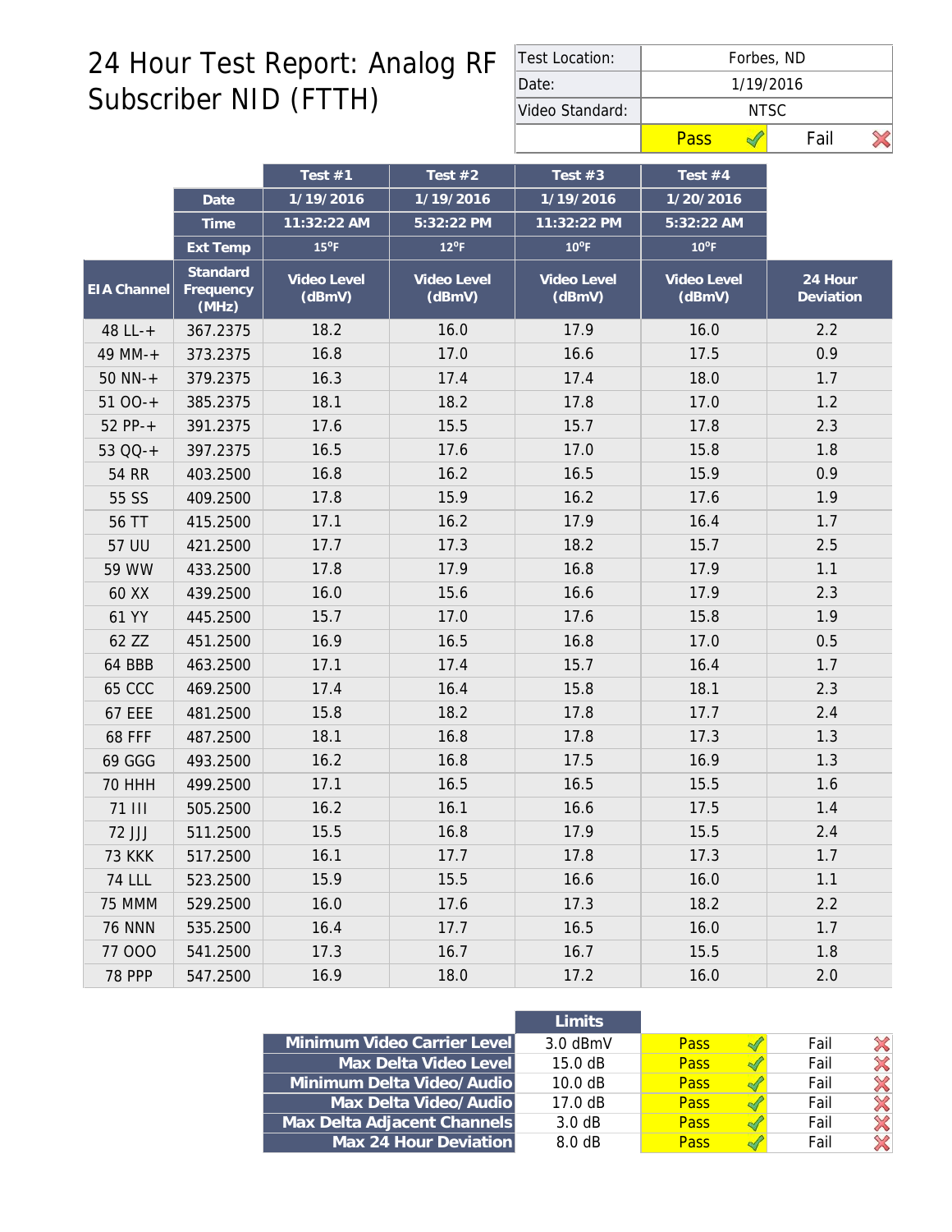# 24 Hour Test Report: Analog RF Subscriber NID (FTTH)

| Test Location: | Forbes, ND | |
|---|---|---|
| Date: | 1/19/2016 | |
| Video Standard: | NTSC | |
| | Pass ✓ | Fail ✗ |

| | | Test #1 | Test #2 | Test #3 | Test #4 | |
|---|---|---|---|---|---|---|
| | Date | 1/19/2016 | 1/19/2016 | 1/19/2016 | 1/20/2016 | |
| | Time | 11:32:22 AM | 5:32:22 PM | 11:32:22 PM | 5:32:22 AM | |
| | Ext Temp | 15⁰F | 12⁰F | 10⁰F | 10⁰F | |
| EIA Channel | Standard Frequency (MHz) | Video Level (dBmV) | Video Level (dBmV) | Video Level (dBmV) | Video Level (dBmV) | 24 Hour Deviation |
| 48 LL-+ | 367.2375 | 18.2 | 16.0 | 17.9 | 16.0 | 2.2 |
| 49 MM-+ | 373.2375 | 16.8 | 17.0 | 16.6 | 17.5 | 0.9 |
| 50 NN-+ | 379.2375 | 16.3 | 17.4 | 17.4 | 18.0 | 1.7 |
| 51 OO-+ | 385.2375 | 18.1 | 18.2 | 17.8 | 17.0 | 1.2 |
| 52 PP-+ | 391.2375 | 17.6 | 15.5 | 15.7 | 17.8 | 2.3 |
| 53 QQ-+ | 397.2375 | 16.5 | 17.6 | 17.0 | 15.8 | 1.8 |
| 54 RR | 403.2500 | 16.8 | 16.2 | 16.5 | 15.9 | 0.9 |
| 55 SS | 409.2500 | 17.8 | 15.9 | 16.2 | 17.6 | 1.9 |
| 56 TT | 415.2500 | 17.1 | 16.2 | 17.9 | 16.4 | 1.7 |
| 57 UU | 421.2500 | 17.7 | 17.3 | 18.2 | 15.7 | 2.5 |
| 59 WW | 433.2500 | 17.8 | 17.9 | 16.8 | 17.9 | 1.1 |
| 60 XX | 439.2500 | 16.0 | 15.6 | 16.6 | 17.9 | 2.3 |
| 61 YY | 445.2500 | 15.7 | 17.0 | 17.6 | 15.8 | 1.9 |
| 62 ZZ | 451.2500 | 16.9 | 16.5 | 16.8 | 17.0 | 0.5 |
| 64 BBB | 463.2500 | 17.1 | 17.4 | 15.7 | 16.4 | 1.7 |
| 65 CCC | 469.2500 | 17.4 | 16.4 | 15.8 | 18.1 | 2.3 |
| 67 EEE | 481.2500 | 15.8 | 18.2 | 17.8 | 17.7 | 2.4 |
| 68 FFF | 487.2500 | 18.1 | 16.8 | 17.8 | 17.3 | 1.3 |
| 69 GGG | 493.2500 | 16.2 | 16.8 | 17.5 | 16.9 | 1.3 |
| 70 HHH | 499.2500 | 17.1 | 16.5 | 16.5 | 15.5 | 1.6 |
| 71 III | 505.2500 | 16.2 | 16.1 | 16.6 | 17.5 | 1.4 |
| 72 JJJ | 511.2500 | 15.5 | 16.8 | 17.9 | 15.5 | 2.4 |
| 73 KKK | 517.2500 | 16.1 | 17.7 | 17.8 | 17.3 | 1.7 |
| 74 LLL | 523.2500 | 15.9 | 15.5 | 16.6 | 16.0 | 1.1 |
| 75 MMM | 529.2500 | 16.0 | 17.6 | 17.3 | 18.2 | 2.2 |
| 76 NNN | 535.2500 | 16.4 | 17.7 | 16.5 | 16.0 | 1.7 |
| 77 OOO | 541.2500 | 17.3 | 16.7 | 16.7 | 15.5 | 1.8 |
| 78 PPP | 547.2500 | 16.9 | 18.0 | 17.2 | 16.0 | 2.0 |

| | Limits | | |
|---|---|---|---|
| Minimum Video Carrier Level | 3.0 dBmV | Pass ✓ | Fail ✗ |
| Max Delta Video Level | 15.0 dB | Pass ✓ | Fail ✗ |
| Minimum Delta Video/Audio | 10.0 dB | Pass ✓ | Fail ✗ |
| Max Delta Video/Audio | 17.0 dB | Pass ✓ | Fail ✗ |
| Max Delta Adjacent Channels | 3.0 dB | Pass ✓ | Fail ✗ |
| Max 24 Hour Deviation | 8.0 dB | Pass ✓ | Fail ✗ |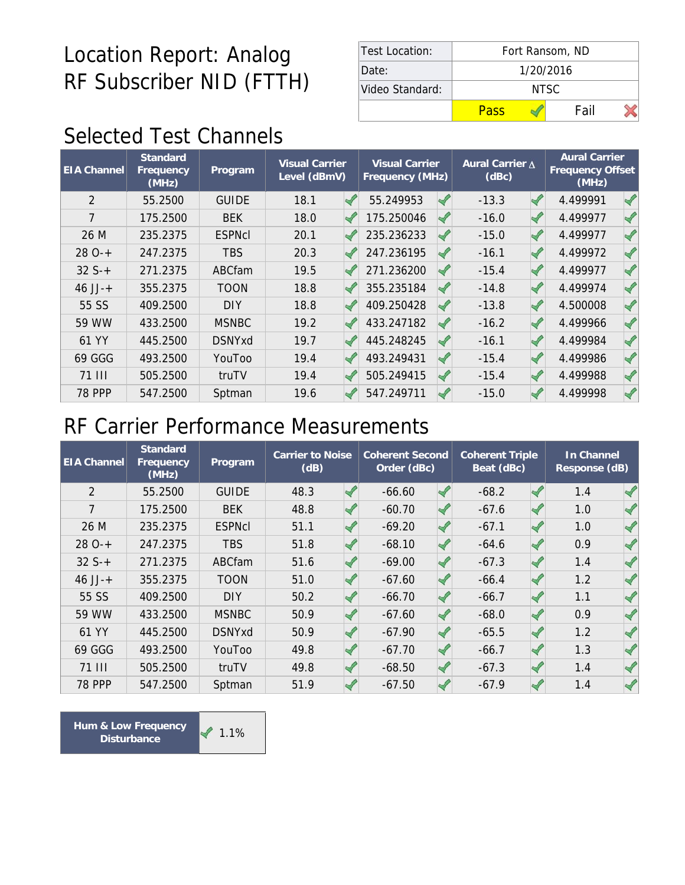# Location Report: Analog RF Subscriber NID (FTTH)

| Test Location: | Fort Ransom, ND | |
|---|---|---|
| Date: | 1/20/2016 | |
| Video Standard: | NTSC | |
| | Pass ✓ | Fail ✗ |

## Selected Test Channels

| EIA Channel | Standard Frequency (MHz) | Program | Visual Carrier Level (dBmV) | | Visual Carrier Frequency (MHz) | | Aural Carrier Δ (dBc) | | Aural Carrier Frequency Offset (MHz) | |
|---|---|---|---|---|---|---|---|---|---|---|
| 2 | 55.2500 | GUIDE | 18.1 | ✓ | 55.249953 | ✓ | -13.3 | ✓ | 4.499991 | ✓ |
| 7 | 175.2500 | BEK | 18.0 | ✓ | 175.250046 | ✓ | -16.0 | ✓ | 4.499977 | ✓ |
| 26 M | 235.2375 | ESPNcl | 20.1 | ✓ | 235.236233 | ✓ | -15.0 | ✓ | 4.499977 | ✓ |
| 28 O-+ | 247.2375 | TBS | 20.3 | ✓ | 247.236195 | ✓ | -16.1 | ✓ | 4.499972 | ✓ |
| 32 S-+ | 271.2375 | ABCfam | 19.5 | ✓ | 271.236200 | ✓ | -15.4 | ✓ | 4.499977 | ✓ |
| 46 JJ-+ | 355.2375 | TOON | 18.8 | ✓ | 355.235184 | ✓ | -14.8 | ✓ | 4.499974 | ✓ |
| 55 SS | 409.2500 | DIY | 18.8 | ✓ | 409.250428 | ✓ | -13.8 | ✓ | 4.500008 | ✓ |
| 59 WW | 433.2500 | MSNBC | 19.2 | ✓ | 433.247182 | ✓ | -16.2 | ✓ | 4.499966 | ✓ |
| 61 YY | 445.2500 | DSNYxd | 19.7 | ✓ | 445.248245 | ✓ | -16.1 | ✓ | 4.499984 | ✓ |
| 69 GGG | 493.2500 | YouToo | 19.4 | ✓ | 493.249431 | ✓ | -15.4 | ✓ | 4.499986 | ✓ |
| 71 III | 505.2500 | truTV | 19.4 | ✓ | 505.249415 | ✓ | -15.4 | ✓ | 4.499988 | ✓ |
| 78 PPP | 547.2500 | Sptman | 19.6 | ✓ | 547.249711 | ✓ | -15.0 | ✓ | 4.499998 | ✓ |

## RF Carrier Performance Measurements

| EIA Channel | Standard Frequency (MHz) | Program | Carrier to Noise (dB) | | Coherent Second Order (dBc) | | Coherent Triple Beat (dBc) | | In Channel Response (dB) | |
|---|---|---|---|---|---|---|---|---|---|---|
| 2 | 55.2500 | GUIDE | 48.3 | ✓ | -66.60 | ✓ | -68.2 | ✓ | 1.4 | ✓ |
| 7 | 175.2500 | BEK | 48.8 | ✓ | -60.70 | ✓ | -67.6 | ✓ | 1.0 | ✓ |
| 26 M | 235.2375 | ESPNcl | 51.1 | ✓ | -69.20 | ✓ | -67.1 | ✓ | 1.0 | ✓ |
| 28 O-+ | 247.2375 | TBS | 51.8 | ✓ | -68.10 | ✓ | -64.6 | ✓ | 0.9 | ✓ |
| 32 S-+ | 271.2375 | ABCfam | 51.6 | ✓ | -69.00 | ✓ | -67.3 | ✓ | 1.4 | ✓ |
| 46 JJ-+ | 355.2375 | TOON | 51.0 | ✓ | -67.60 | ✓ | -66.4 | ✓ | 1.2 | ✓ |
| 55 SS | 409.2500 | DIY | 50.2 | ✓ | -66.70 | ✓ | -66.7 | ✓ | 1.1 | ✓ |
| 59 WW | 433.2500 | MSNBC | 50.9 | ✓ | -67.60 | ✓ | -68.0 | ✓ | 0.9 | ✓ |
| 61 YY | 445.2500 | DSNYxd | 50.9 | ✓ | -67.90 | ✓ | -65.5 | ✓ | 1.2 | ✓ |
| 69 GGG | 493.2500 | YouToo | 49.8 | ✓ | -67.70 | ✓ | -66.7 | ✓ | 1.3 | ✓ |
| 71 III | 505.2500 | truTV | 49.8 | ✓ | -68.50 | ✓ | -67.3 | ✓ | 1.4 | ✓ |
| 78 PPP | 547.2500 | Sptman | 51.9 | ✓ | -67.50 | ✓ | -67.9 | ✓ | 1.4 | ✓ |

| Hum & Low Frequency Disturbance | ✓ 1.1% |
|---|---|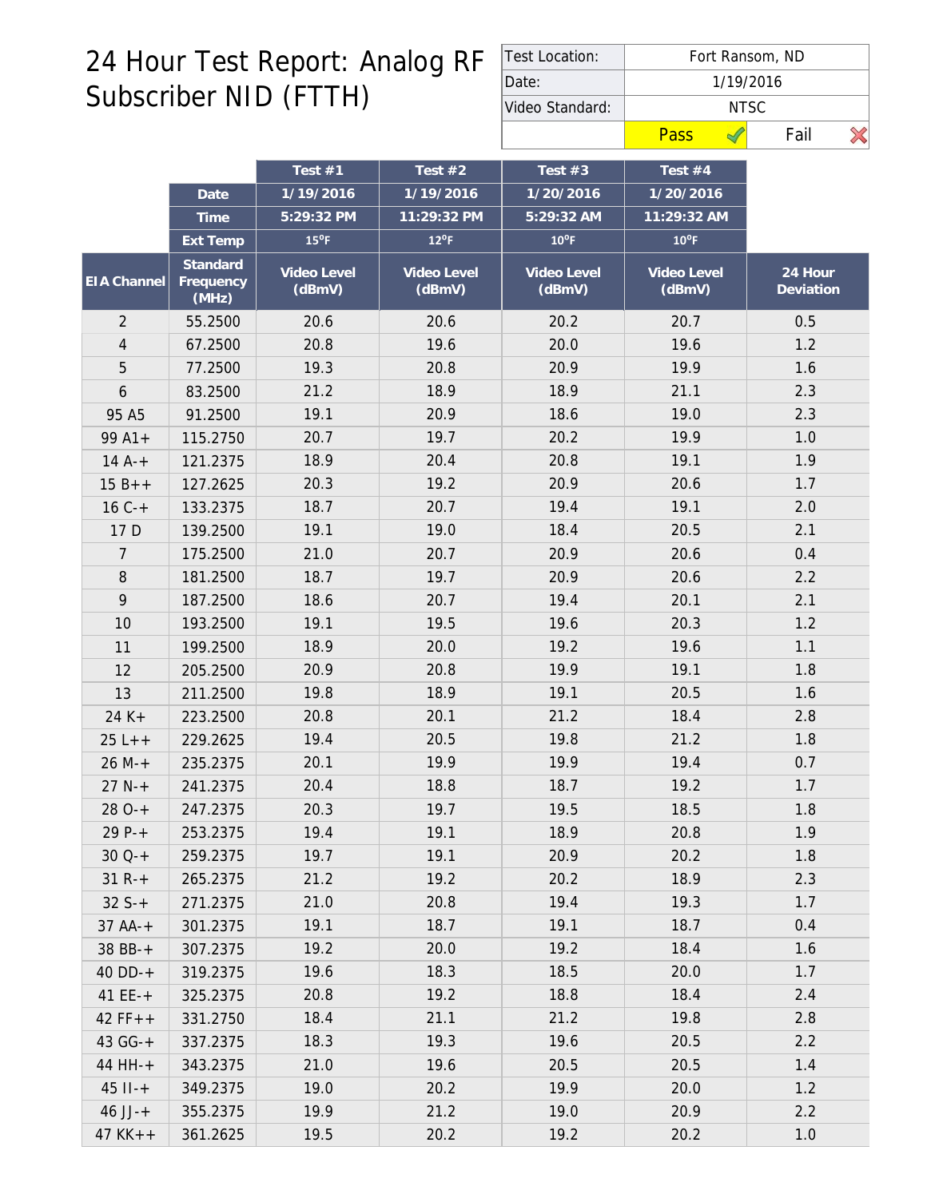# 24 Hour Test Report: Analog RF Subscriber NID (FTTH)

| Test Location: | Fort Ransom, ND | |
|---|---|---|
| Date: | 1/19/2016 | |
| Video Standard: | NTSC | |
| | Pass ✓ | Fail ✗ |

| | | Test #1 | Test #2 | Test #3 | Test #4 | |
|---|---|---|---|---|---|---|
| | Date | 1/19/2016 | 1/19/2016 | 1/20/2016 | 1/20/2016 | |
| | Time | 5:29:32 PM | 11:29:32 PM | 5:29:32 AM | 11:29:32 AM | |
| | Ext Temp | 15°F | 12°F | 10°F | 10°F | |
| EIA Channel | Standard Frequency (MHz) | Video Level (dBmV) | Video Level (dBmV) | Video Level (dBmV) | Video Level (dBmV) | 24 Hour Deviation |
| 2 | 55.2500 | 20.6 | 20.6 | 20.2 | 20.7 | 0.5 |
| 4 | 67.2500 | 20.8 | 19.6 | 20.0 | 19.6 | 1.2 |
| 5 | 77.2500 | 19.3 | 20.8 | 20.9 | 19.9 | 1.6 |
| 6 | 83.2500 | 21.2 | 18.9 | 18.9 | 21.1 | 2.3 |
| 95 A5 | 91.2500 | 19.1 | 20.9 | 18.6 | 19.0 | 2.3 |
| 99 A1+ | 115.2750 | 20.7 | 19.7 | 20.2 | 19.9 | 1.0 |
| 14 A-+ | 121.2375 | 18.9 | 20.4 | 20.8 | 19.1 | 1.9 |
| 15 B++ | 127.2625 | 20.3 | 19.2 | 20.9 | 20.6 | 1.7 |
| 16 C-+ | 133.2375 | 18.7 | 20.7 | 19.4 | 19.1 | 2.0 |
| 17 D | 139.2500 | 19.1 | 19.0 | 18.4 | 20.5 | 2.1 |
| 7 | 175.2500 | 21.0 | 20.7 | 20.9 | 20.6 | 0.4 |
| 8 | 181.2500 | 18.7 | 19.7 | 20.9 | 20.6 | 2.2 |
| 9 | 187.2500 | 18.6 | 20.7 | 19.4 | 20.1 | 2.1 |
| 10 | 193.2500 | 19.1 | 19.5 | 19.6 | 20.3 | 1.2 |
| 11 | 199.2500 | 18.9 | 20.0 | 19.2 | 19.6 | 1.1 |
| 12 | 205.2500 | 20.9 | 20.8 | 19.9 | 19.1 | 1.8 |
| 13 | 211.2500 | 19.8 | 18.9 | 19.1 | 20.5 | 1.6 |
| 24 K+ | 223.2500 | 20.8 | 20.1 | 21.2 | 18.4 | 2.8 |
| 25 L++ | 229.2625 | 19.4 | 20.5 | 19.8 | 21.2 | 1.8 |
| 26 M-+ | 235.2375 | 20.1 | 19.9 | 19.9 | 19.4 | 0.7 |
| 27 N-+ | 241.2375 | 20.4 | 18.8 | 18.7 | 19.2 | 1.7 |
| 28 O-+ | 247.2375 | 20.3 | 19.7 | 19.5 | 18.5 | 1.8 |
| 29 P-+ | 253.2375 | 19.4 | 19.1 | 18.9 | 20.8 | 1.9 |
| 30 Q-+ | 259.2375 | 19.7 | 19.1 | 20.9 | 20.2 | 1.8 |
| 31 R-+ | 265.2375 | 21.2 | 19.2 | 20.2 | 18.9 | 2.3 |
| 32 S-+ | 271.2375 | 21.0 | 20.8 | 19.4 | 19.3 | 1.7 |
| 37 AA-+ | 301.2375 | 19.1 | 18.7 | 19.1 | 18.7 | 0.4 |
| 38 BB-+ | 307.2375 | 19.2 | 20.0 | 19.2 | 18.4 | 1.6 |
| 40 DD-+ | 319.2375 | 19.6 | 18.3 | 18.5 | 20.0 | 1.7 |
| 41 EE-+ | 325.2375 | 20.8 | 19.2 | 18.8 | 18.4 | 2.4 |
| 42 FF++ | 331.2750 | 18.4 | 21.1 | 21.2 | 19.8 | 2.8 |
| 43 GG-+ | 337.2375 | 18.3 | 19.3 | 19.6 | 20.5 | 2.2 |
| 44 HH-+ | 343.2375 | 21.0 | 19.6 | 20.5 | 20.5 | 1.4 |
| 45 II-+ | 349.2375 | 19.0 | 20.2 | 19.9 | 20.0 | 1.2 |
| 46 JJ-+ | 355.2375 | 19.9 | 21.2 | 19.0 | 20.9 | 2.2 |
| 47 KK++ | 361.2625 | 19.5 | 20.2 | 19.2 | 20.2 | 1.0 |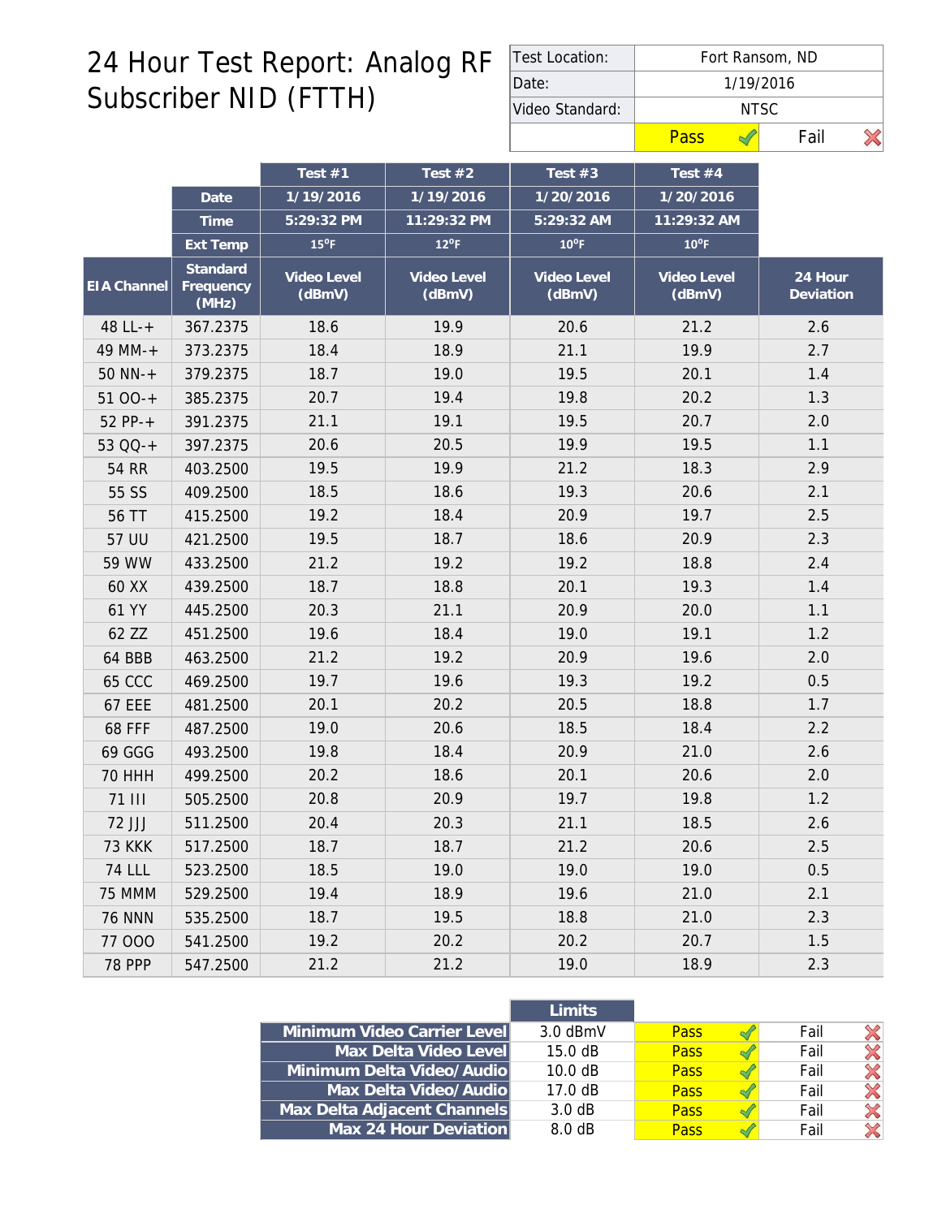# 24 Hour Test Report: Analog RF Subscriber NID (FTTH)

| Test Location: | Fort Ransom, ND | |
|---|---|---|
| Date: | 1/19/2016 | |
| Video Standard: | NTSC | |
| | Pass ✓ | Fail ✗ |

| | | Test #1 | Test #2 | Test #3 | Test #4 | |
|---|---|---|---|---|---|---|
| | Date | 1/19/2016 | 1/19/2016 | 1/20/2016 | 1/20/2016 | |
| | Time | 5:29:32 PM | 11:29:32 PM | 5:29:32 AM | 11:29:32 AM | |
| | Ext Temp | 15°F | 12°F | 10°F | 10°F | |
| EIA Channel | Standard Frequency (MHz) | Video Level (dBmV) | Video Level (dBmV) | Video Level (dBmV) | Video Level (dBmV) | 24 Hour Deviation |
| 48 LL-+ | 367.2375 | 18.6 | 19.9 | 20.6 | 21.2 | 2.6 |
| 49 MM-+ | 373.2375 | 18.4 | 18.9 | 21.1 | 19.9 | 2.7 |
| 50 NN-+ | 379.2375 | 18.7 | 19.0 | 19.5 | 20.1 | 1.4 |
| 51 OO-+ | 385.2375 | 20.7 | 19.4 | 19.8 | 20.2 | 1.3 |
| 52 PP-+ | 391.2375 | 21.1 | 19.1 | 19.5 | 20.7 | 2.0 |
| 53 QQ-+ | 397.2375 | 20.6 | 20.5 | 19.9 | 19.5 | 1.1 |
| 54 RR | 403.2500 | 19.5 | 19.9 | 21.2 | 18.3 | 2.9 |
| 55 SS | 409.2500 | 18.5 | 18.6 | 19.3 | 20.6 | 2.1 |
| 56 TT | 415.2500 | 19.2 | 18.4 | 20.9 | 19.7 | 2.5 |
| 57 UU | 421.2500 | 19.5 | 18.7 | 18.6 | 20.9 | 2.3 |
| 59 WW | 433.2500 | 21.2 | 19.2 | 19.2 | 18.8 | 2.4 |
| 60 XX | 439.2500 | 18.7 | 18.8 | 20.1 | 19.3 | 1.4 |
| 61 YY | 445.2500 | 20.3 | 21.1 | 20.9 | 20.0 | 1.1 |
| 62 ZZ | 451.2500 | 19.6 | 18.4 | 19.0 | 19.1 | 1.2 |
| 64 BBB | 463.2500 | 21.2 | 19.2 | 20.9 | 19.6 | 2.0 |
| 65 CCC | 469.2500 | 19.7 | 19.6 | 19.3 | 19.2 | 0.5 |
| 67 EEE | 481.2500 | 20.1 | 20.2 | 20.5 | 18.8 | 1.7 |
| 68 FFF | 487.2500 | 19.0 | 20.6 | 18.5 | 18.4 | 2.2 |
| 69 GGG | 493.2500 | 19.8 | 18.4 | 20.9 | 21.0 | 2.6 |
| 70 HHH | 499.2500 | 20.2 | 18.6 | 20.1 | 20.6 | 2.0 |
| 71 III | 505.2500 | 20.8 | 20.9 | 19.7 | 19.8 | 1.2 |
| 72 JJJ | 511.2500 | 20.4 | 20.3 | 21.1 | 18.5 | 2.6 |
| 73 KKK | 517.2500 | 18.7 | 18.7 | 21.2 | 20.6 | 2.5 |
| 74 LLL | 523.2500 | 18.5 | 19.0 | 19.0 | 19.0 | 0.5 |
| 75 MMM | 529.2500 | 19.4 | 18.9 | 19.6 | 21.0 | 2.1 |
| 76 NNN | 535.2500 | 18.7 | 19.5 | 18.8 | 21.0 | 2.3 |
| 77 OOO | 541.2500 | 19.2 | 20.2 | 20.2 | 20.7 | 1.5 |
| 78 PPP | 547.2500 | 21.2 | 21.2 | 19.0 | 18.9 | 2.3 |

| | Limits | | |
|---|---|---|---|
| Minimum Video Carrier Level | 3.0 dBmV | Pass ✓ | Fail ✗ |
| Max Delta Video Level | 15.0 dB | Pass ✓ | Fail ✗ |
| Minimum Delta Video/Audio | 10.0 dB | Pass ✓ | Fail ✗ |
| Max Delta Video/Audio | 17.0 dB | Pass ✓ | Fail ✗ |
| Max Delta Adjacent Channels | 3.0 dB | Pass ✓ | Fail ✗ |
| Max 24 Hour Deviation | 8.0 dB | Pass ✓ | Fail ✗ |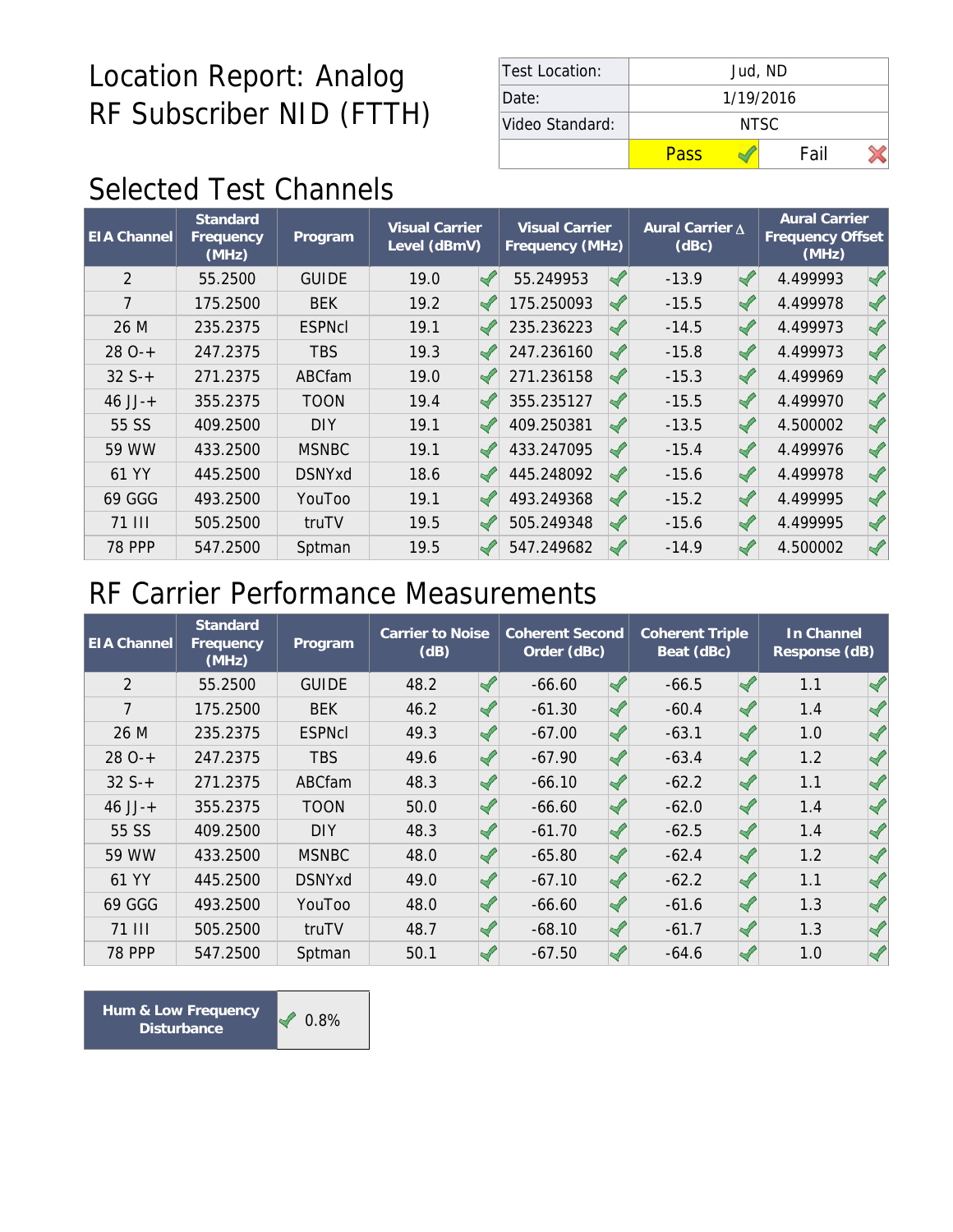# Location Report: Analog RF Subscriber NID (FTTH)

| Test Location: | Jud, ND | |
|---|---|---|
| Date: | 1/19/2016 | |
| Video Standard: | NTSC | |
| | Pass ✓ | Fail ✗ |

## Selected Test Channels

| EIA Channel | Standard Frequency (MHz) | Program | Visual Carrier Level (dBmV) | | Visual Carrier Frequency (MHz) | | Aural Carrier Δ (dBc) | | Aural Carrier Frequency Offset (MHz) | |
|---|---|---|---|---|---|---|---|---|---|---|
| 2 | 55.2500 | GUIDE | 19.0 | ✓ | 55.249953 | ✓ | -13.9 | ✓ | 4.499993 | ✓ |
| 7 | 175.2500 | BEK | 19.2 | ✓ | 175.250093 | ✓ | -15.5 | ✓ | 4.499978 | ✓ |
| 26 M | 235.2375 | ESPNcl | 19.1 | ✓ | 235.236223 | ✓ | -14.5 | ✓ | 4.499973 | ✓ |
| 28 O-+ | 247.2375 | TBS | 19.3 | ✓ | 247.236160 | ✓ | -15.8 | ✓ | 4.499973 | ✓ |
| 32 S-+ | 271.2375 | ABCfam | 19.0 | ✓ | 271.236158 | ✓ | -15.3 | ✓ | 4.499969 | ✓ |
| 46 JJ-+ | 355.2375 | TOON | 19.4 | ✓ | 355.235127 | ✓ | -15.5 | ✓ | 4.499970 | ✓ |
| 55 SS | 409.2500 | DIY | 19.1 | ✓ | 409.250381 | ✓ | -13.5 | ✓ | 4.500002 | ✓ |
| 59 WW | 433.2500 | MSNBC | 19.1 | ✓ | 433.247095 | ✓ | -15.4 | ✓ | 4.499976 | ✓ |
| 61 YY | 445.2500 | DSNYxd | 18.6 | ✓ | 445.248092 | ✓ | -15.6 | ✓ | 4.499978 | ✓ |
| 69 GGG | 493.2500 | YouToo | 19.1 | ✓ | 493.249368 | ✓ | -15.2 | ✓ | 4.499995 | ✓ |
| 71 III | 505.2500 | truTV | 19.5 | ✓ | 505.249348 | ✓ | -15.6 | ✓ | 4.499995 | ✓ |
| 78 PPP | 547.2500 | Sptman | 19.5 | ✓ | 547.249682 | ✓ | -14.9 | ✓ | 4.500002 | ✓ |

## RF Carrier Performance Measurements

| EIA Channel | Standard Frequency (MHz) | Program | Carrier to Noise (dB) | | Coherent Second Order (dBc) | | Coherent Triple Beat (dBc) | | In Channel Response (dB) | |
|---|---|---|---|---|---|---|---|---|---|---|
| 2 | 55.2500 | GUIDE | 48.2 | ✓ | -66.60 | ✓ | -66.5 | ✓ | 1.1 | ✓ |
| 7 | 175.2500 | BEK | 46.2 | ✓ | -61.30 | ✓ | -60.4 | ✓ | 1.4 | ✓ |
| 26 M | 235.2375 | ESPNcl | 49.3 | ✓ | -67.00 | ✓ | -63.1 | ✓ | 1.0 | ✓ |
| 28 O-+ | 247.2375 | TBS | 49.6 | ✓ | -67.90 | ✓ | -63.4 | ✓ | 1.2 | ✓ |
| 32 S-+ | 271.2375 | ABCfam | 48.3 | ✓ | -66.10 | ✓ | -62.2 | ✓ | 1.1 | ✓ |
| 46 JJ-+ | 355.2375 | TOON | 50.0 | ✓ | -66.60 | ✓ | -62.0 | ✓ | 1.4 | ✓ |
| 55 SS | 409.2500 | DIY | 48.3 | ✓ | -61.70 | ✓ | -62.5 | ✓ | 1.4 | ✓ |
| 59 WW | 433.2500 | MSNBC | 48.0 | ✓ | -65.80 | ✓ | -62.4 | ✓ | 1.2 | ✓ |
| 61 YY | 445.2500 | DSNYxd | 49.0 | ✓ | -67.10 | ✓ | -62.2 | ✓ | 1.1 | ✓ |
| 69 GGG | 493.2500 | YouToo | 48.0 | ✓ | -66.60 | ✓ | -61.6 | ✓ | 1.3 | ✓ |
| 71 III | 505.2500 | truTV | 48.7 | ✓ | -68.10 | ✓ | -61.7 | ✓ | 1.3 | ✓ |
| 78 PPP | 547.2500 | Sptman | 50.1 | ✓ | -67.50 | ✓ | -64.6 | ✓ | 1.0 | ✓ |

| Hum & Low Frequency Disturbance | ✓ 0.8% |
|---|---|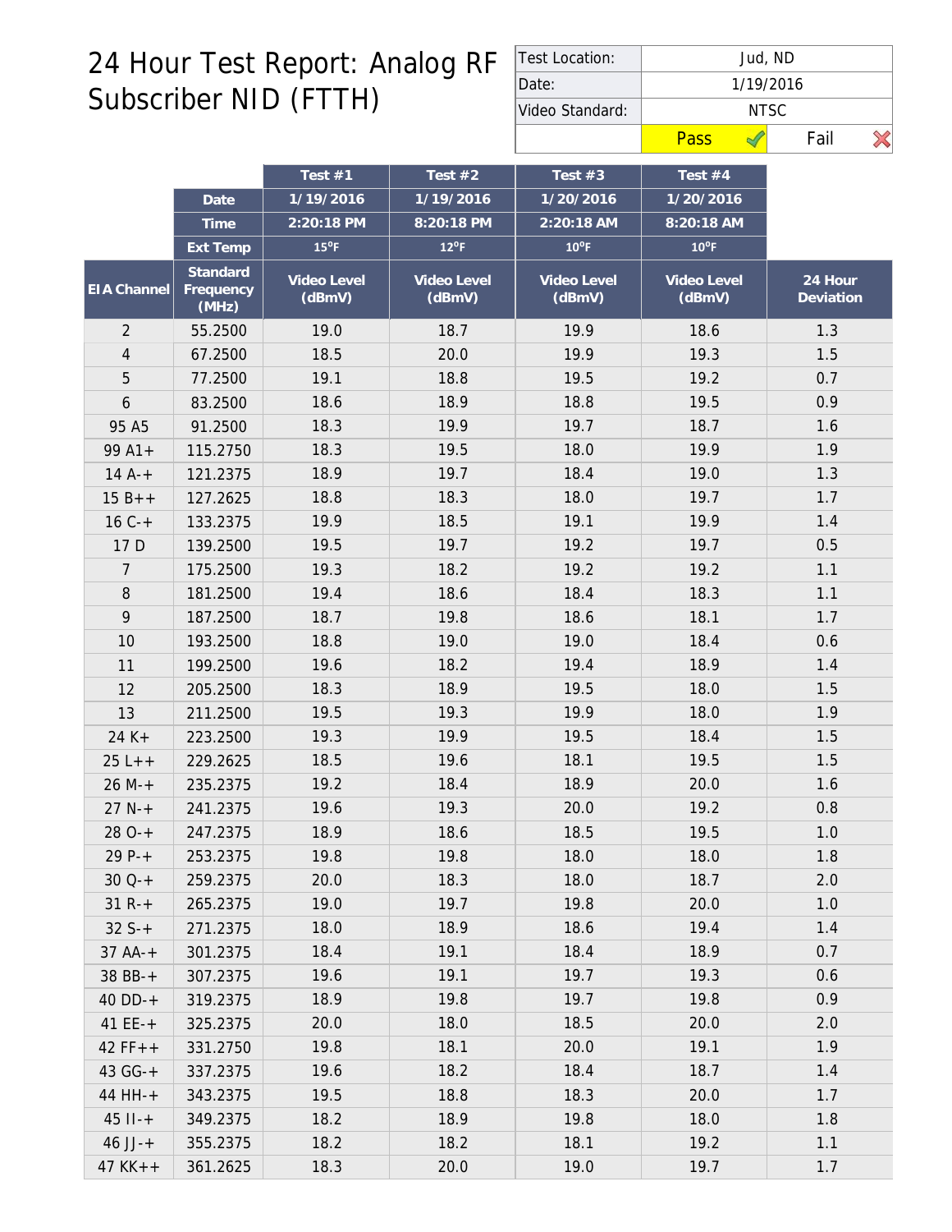# 24 Hour Test Report: Analog RF Subscriber NID (FTTH)

| Test Location: | Jud, ND |
|---|---|
| Date: | 1/19/2016 |
| Video Standard: | NTSC |
| Pass ✓ | Fail ✗ |

| | | Test #1 | Test #2 | Test #3 | Test #4 | |
|---|---|---|---|---|---|---|
| | Date | 1/19/2016 | 1/19/2016 | 1/20/2016 | 1/20/2016 | |
| | Time | 2:20:18 PM | 8:20:18 PM | 2:20:18 AM | 8:20:18 AM | |
| | Ext Temp | 15°F | 12°F | 10°F | 10°F | |
| EIA Channel | Standard Frequency (MHz) | Video Level (dBmV) | Video Level (dBmV) | Video Level (dBmV) | Video Level (dBmV) | 24 Hour Deviation |
| 2 | 55.2500 | 19.0 | 18.7 | 19.9 | 18.6 | 1.3 |
| 4 | 67.2500 | 18.5 | 20.0 | 19.9 | 19.3 | 1.5 |
| 5 | 77.2500 | 19.1 | 18.8 | 19.5 | 19.2 | 0.7 |
| 6 | 83.2500 | 18.6 | 18.9 | 18.8 | 19.5 | 0.9 |
| 95 A5 | 91.2500 | 18.3 | 19.9 | 19.7 | 18.7 | 1.6 |
| 99 A1+ | 115.2750 | 18.3 | 19.5 | 18.0 | 19.9 | 1.9 |
| 14 A-+ | 121.2375 | 18.9 | 19.7 | 18.4 | 19.0 | 1.3 |
| 15 B++ | 127.2625 | 18.8 | 18.3 | 18.0 | 19.7 | 1.7 |
| 16 C-+ | 133.2375 | 19.9 | 18.5 | 19.1 | 19.9 | 1.4 |
| 17 D | 139.2500 | 19.5 | 19.7 | 19.2 | 19.7 | 0.5 |
| 7 | 175.2500 | 19.3 | 18.2 | 19.2 | 19.2 | 1.1 |
| 8 | 181.2500 | 19.4 | 18.6 | 18.4 | 18.3 | 1.1 |
| 9 | 187.2500 | 18.7 | 19.8 | 18.6 | 18.1 | 1.7 |
| 10 | 193.2500 | 18.8 | 19.0 | 19.0 | 18.4 | 0.6 |
| 11 | 199.2500 | 19.6 | 18.2 | 19.4 | 18.9 | 1.4 |
| 12 | 205.2500 | 18.3 | 18.9 | 19.5 | 18.0 | 1.5 |
| 13 | 211.2500 | 19.5 | 19.3 | 19.9 | 18.0 | 1.9 |
| 24 K+ | 223.2500 | 19.3 | 19.9 | 19.5 | 18.4 | 1.5 |
| 25 L++ | 229.2625 | 18.5 | 19.6 | 18.1 | 19.5 | 1.5 |
| 26 M-+ | 235.2375 | 19.2 | 18.4 | 18.9 | 20.0 | 1.6 |
| 27 N-+ | 241.2375 | 19.6 | 19.3 | 20.0 | 19.2 | 0.8 |
| 28 O-+ | 247.2375 | 18.9 | 18.6 | 18.5 | 19.5 | 1.0 |
| 29 P-+ | 253.2375 | 19.8 | 19.8 | 18.0 | 18.0 | 1.8 |
| 30 Q-+ | 259.2375 | 20.0 | 18.3 | 18.0 | 18.7 | 2.0 |
| 31 R-+ | 265.2375 | 19.0 | 19.7 | 19.8 | 20.0 | 1.0 |
| 32 S-+ | 271.2375 | 18.0 | 18.9 | 18.6 | 19.4 | 1.4 |
| 37 AA-+ | 301.2375 | 18.4 | 19.1 | 18.4 | 18.9 | 0.7 |
| 38 BB-+ | 307.2375 | 19.6 | 19.1 | 19.7 | 19.3 | 0.6 |
| 40 DD-+ | 319.2375 | 18.9 | 19.8 | 19.7 | 19.8 | 0.9 |
| 41 EE-+ | 325.2375 | 20.0 | 18.0 | 18.5 | 20.0 | 2.0 |
| 42 FF++ | 331.2750 | 19.8 | 18.1 | 20.0 | 19.1 | 1.9 |
| 43 GG-+ | 337.2375 | 19.6 | 18.2 | 18.4 | 18.7 | 1.4 |
| 44 HH-+ | 343.2375 | 19.5 | 18.8 | 18.3 | 20.0 | 1.7 |
| 45 II-+ | 349.2375 | 18.2 | 18.9 | 19.8 | 18.0 | 1.8 |
| 46 JJ-+ | 355.2375 | 18.2 | 18.2 | 18.1 | 19.2 | 1.1 |
| 47 KK++ | 361.2625 | 18.3 | 20.0 | 19.0 | 19.7 | 1.7 |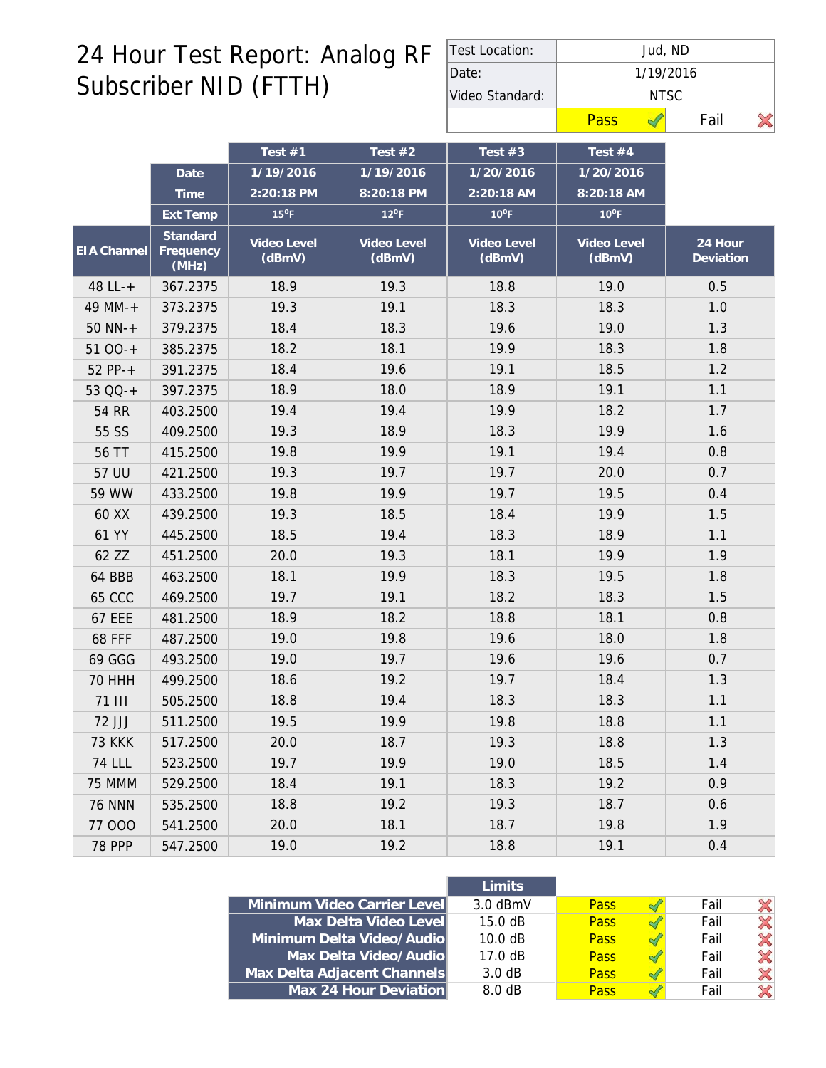# 24 Hour Test Report: Analog RF Subscriber NID (FTTH)

| Test Location: | Jud, ND | |
|---|---|---|
| Date: | 1/19/2016 | |
| Video Standard: | NTSC | |
| | Pass ✓ | Fail ✗ |

| | | Test #1 | Test #2 | Test #3 | Test #4 | |
|---|---|---|---|---|---|---|
| | Date | 1/19/2016 | 1/19/2016 | 1/20/2016 | 1/20/2016 | |
| | Time | 2:20:18 PM | 8:20:18 PM | 2:20:18 AM | 8:20:18 AM | |
| | Ext Temp | 15°F | 12°F | 10°F | 10°F | |
| EIA Channel | Standard Frequency (MHz) | Video Level (dBmV) | Video Level (dBmV) | Video Level (dBmV) | Video Level (dBmV) | 24 Hour Deviation |
| 48 LL-+ | 367.2375 | 18.9 | 19.3 | 18.8 | 19.0 | 0.5 |
| 49 MM-+ | 373.2375 | 19.3 | 19.1 | 18.3 | 18.3 | 1.0 |
| 50 NN-+ | 379.2375 | 18.4 | 18.3 | 19.6 | 19.0 | 1.3 |
| 51 OO-+ | 385.2375 | 18.2 | 18.1 | 19.9 | 18.3 | 1.8 |
| 52 PP-+ | 391.2375 | 18.4 | 19.6 | 19.1 | 18.5 | 1.2 |
| 53 QQ-+ | 397.2375 | 18.9 | 18.0 | 18.9 | 19.1 | 1.1 |
| 54 RR | 403.2500 | 19.4 | 19.4 | 19.9 | 18.2 | 1.7 |
| 55 SS | 409.2500 | 19.3 | 18.9 | 18.3 | 19.9 | 1.6 |
| 56 TT | 415.2500 | 19.8 | 19.9 | 19.1 | 19.4 | 0.8 |
| 57 UU | 421.2500 | 19.3 | 19.7 | 19.7 | 20.0 | 0.7 |
| 59 WW | 433.2500 | 19.8 | 19.9 | 19.7 | 19.5 | 0.4 |
| 60 XX | 439.2500 | 19.3 | 18.5 | 18.4 | 19.9 | 1.5 |
| 61 YY | 445.2500 | 18.5 | 19.4 | 18.3 | 18.9 | 1.1 |
| 62 ZZ | 451.2500 | 20.0 | 19.3 | 18.1 | 19.9 | 1.9 |
| 64 BBB | 463.2500 | 18.1 | 19.9 | 18.3 | 19.5 | 1.8 |
| 65 CCC | 469.2500 | 19.7 | 19.1 | 18.2 | 18.3 | 1.5 |
| 67 EEE | 481.2500 | 18.9 | 18.2 | 18.8 | 18.1 | 0.8 |
| 68 FFF | 487.2500 | 19.0 | 19.8 | 19.6 | 18.0 | 1.8 |
| 69 GGG | 493.2500 | 19.0 | 19.7 | 19.6 | 19.6 | 0.7 |
| 70 HHH | 499.2500 | 18.6 | 19.2 | 19.7 | 18.4 | 1.3 |
| 71 III | 505.2500 | 18.8 | 19.4 | 18.3 | 18.3 | 1.1 |
| 72 JJJ | 511.2500 | 19.5 | 19.9 | 19.8 | 18.8 | 1.1 |
| 73 KKK | 517.2500 | 20.0 | 18.7 | 19.3 | 18.8 | 1.3 |
| 74 LLL | 523.2500 | 19.7 | 19.9 | 19.0 | 18.5 | 1.4 |
| 75 MMM | 529.2500 | 18.4 | 19.1 | 18.3 | 19.2 | 0.9 |
| 76 NNN | 535.2500 | 18.8 | 19.2 | 19.3 | 18.7 | 0.6 |
| 77 OOO | 541.2500 | 20.0 | 18.1 | 18.7 | 19.8 | 1.9 |
| 78 PPP | 547.2500 | 19.0 | 19.2 | 18.8 | 19.1 | 0.4 |

| | Limits | | |
|---|---|---|---|
| Minimum Video Carrier Level | 3.0 dBmV | Pass ✓ | Fail ✗ |
| Max Delta Video Level | 15.0 dB | Pass ✓ | Fail ✗ |
| Minimum Delta Video/Audio | 10.0 dB | Pass ✓ | Fail ✗ |
| Max Delta Video/Audio | 17.0 dB | Pass ✓ | Fail ✗ |
| Max Delta Adjacent Channels | 3.0 dB | Pass ✓ | Fail ✗ |
| Max 24 Hour Deviation | 8.0 dB | Pass ✓ | Fail ✗ |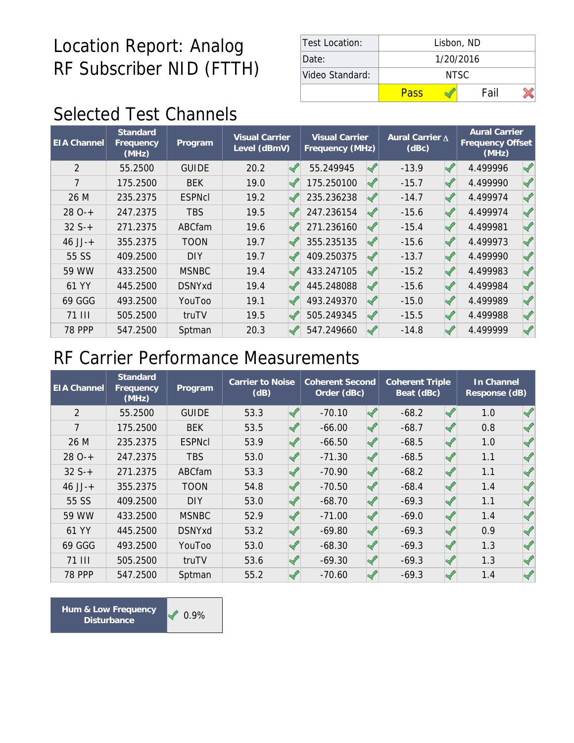# Location Report: Analog RF Subscriber NID (FTTH)

| Test Location: | Lisbon, ND | |
|---|---|---|
| Date: | 1/20/2016 | |
| Video Standard: | NTSC | |
| | Pass ✓ | Fail ✗ |

## Selected Test Channels

| EIA Channel | Standard Frequency (MHz) | Program | Visual Carrier Level (dBmV) | Visual Carrier Frequency (MHz) | Aural Carrier Δ (dBc) | Aural Carrier Frequency Offset (MHz) |
|---|---|---|---|---|---|---|
| 2 | 55.2500 | GUIDE | 20.2 ✓ | 55.249945 ✓ | -13.9 ✓ | 4.499996 ✓ |
| 7 | 175.2500 | BEK | 19.0 ✓ | 175.250100 ✓ | -15.7 ✓ | 4.499990 ✓ |
| 26 M | 235.2375 | ESPNcl | 19.2 ✓ | 235.236238 ✓ | -14.7 ✓ | 4.499974 ✓ |
| 28 O-+ | 247.2375 | TBS | 19.5 ✓ | 247.236154 ✓ | -15.6 ✓ | 4.499974 ✓ |
| 32 S-+ | 271.2375 | ABCfam | 19.6 ✓ | 271.236160 ✓ | -15.4 ✓ | 4.499981 ✓ |
| 46 JJ-+ | 355.2375 | TOON | 19.7 ✓ | 355.235135 ✓ | -15.6 ✓ | 4.499973 ✓ |
| 55 SS | 409.2500 | DIY | 19.7 ✓ | 409.250375 ✓ | -13.7 ✓ | 4.499990 ✓ |
| 59 WW | 433.2500 | MSNBC | 19.4 ✓ | 433.247105 ✓ | -15.2 ✓ | 4.499983 ✓ |
| 61 YY | 445.2500 | DSNYxd | 19.4 ✓ | 445.248088 ✓ | -15.6 ✓ | 4.499984 ✓ |
| 69 GGG | 493.2500 | YouToo | 19.1 ✓ | 493.249370 ✓ | -15.0 ✓ | 4.499989 ✓ |
| 71 III | 505.2500 | truTV | 19.5 ✓ | 505.249345 ✓ | -15.5 ✓ | 4.499988 ✓ |
| 78 PPP | 547.2500 | Sptman | 20.3 ✓ | 547.249660 ✓ | -14.8 ✓ | 4.499999 ✓ |

## RF Carrier Performance Measurements

| EIA Channel | Standard Frequency (MHz) | Program | Carrier to Noise (dB) | Coherent Second Order (dBc) | Coherent Triple Beat (dBc) | In Channel Response (dB) |
|---|---|---|---|---|---|---|
| 2 | 55.2500 | GUIDE | 53.3 ✓ | -70.10 ✓ | -68.2 ✓ | 1.0 ✓ |
| 7 | 175.2500 | BEK | 53.5 ✓ | -66.00 ✓ | -68.7 ✓ | 0.8 ✓ |
| 26 M | 235.2375 | ESPNcl | 53.9 ✓ | -66.50 ✓ | -68.5 ✓ | 1.0 ✓ |
| 28 O-+ | 247.2375 | TBS | 53.0 ✓ | -71.30 ✓ | -68.5 ✓ | 1.1 ✓ |
| 32 S-+ | 271.2375 | ABCfam | 53.3 ✓ | -70.90 ✓ | -68.2 ✓ | 1.1 ✓ |
| 46 JJ-+ | 355.2375 | TOON | 54.8 ✓ | -70.50 ✓ | -68.4 ✓ | 1.4 ✓ |
| 55 SS | 409.2500 | DIY | 53.0 ✓ | -68.70 ✓ | -69.3 ✓ | 1.1 ✓ |
| 59 WW | 433.2500 | MSNBC | 52.9 ✓ | -71.00 ✓ | -69.0 ✓ | 1.4 ✓ |
| 61 YY | 445.2500 | DSNYxd | 53.2 ✓ | -69.80 ✓ | -69.3 ✓ | 0.9 ✓ |
| 69 GGG | 493.2500 | YouToo | 53.0 ✓ | -68.30 ✓ | -69.3 ✓ | 1.3 ✓ |
| 71 III | 505.2500 | truTV | 53.6 ✓ | -69.30 ✓ | -69.3 ✓ | 1.3 ✓ |
| 78 PPP | 547.2500 | Sptman | 55.2 ✓ | -70.60 ✓ | -69.3 ✓ | 1.4 ✓ |

| Hum & Low Frequency Disturbance | ✓ 0.9% |
|---|---|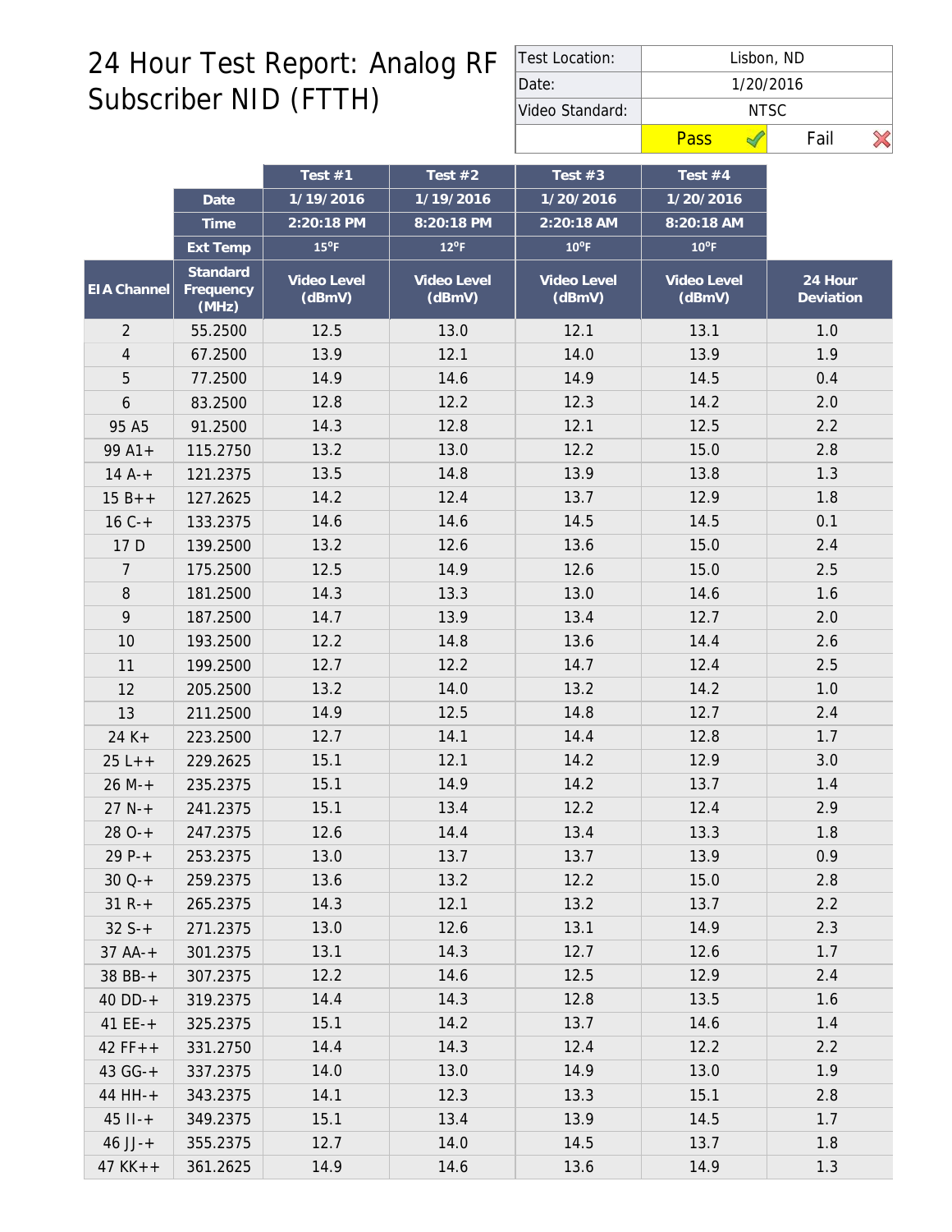# 24 Hour Test Report: Analog RF Subscriber NID (FTTH)

| Test Location: | Lisbon, ND |
|---|---|
| Date: | 1/20/2016 |
| Video Standard: | NTSC |
| | Pass ✓ / Fail ✗ |

| | | Test #1 | Test #2 | Test #3 | Test #4 | |
|---|---|---|---|---|---|---|
| | Date | 1/19/2016 | 1/19/2016 | 1/20/2016 | 1/20/2016 | |
| | Time | 2:20:18 PM | 8:20:18 PM | 2:20:18 AM | 8:20:18 AM | |
| | Ext Temp | 15°F | 12°F | 10°F | 10°F | |
| EIA Channel | Standard Frequency (MHz) | Video Level (dBmV) | Video Level (dBmV) | Video Level (dBmV) | Video Level (dBmV) | 24 Hour Deviation |
| 2 | 55.2500 | 12.5 | 13.0 | 12.1 | 13.1 | 1.0 |
| 4 | 67.2500 | 13.9 | 12.1 | 14.0 | 13.9 | 1.9 |
| 5 | 77.2500 | 14.9 | 14.6 | 14.9 | 14.5 | 0.4 |
| 6 | 83.2500 | 12.8 | 12.2 | 12.3 | 14.2 | 2.0 |
| 95 A5 | 91.2500 | 14.3 | 12.8 | 12.1 | 12.5 | 2.2 |
| 99 A1+ | 115.2750 | 13.2 | 13.0 | 12.2 | 15.0 | 2.8 |
| 14 A-+ | 121.2375 | 13.5 | 14.8 | 13.9 | 13.8 | 1.3 |
| 15 B++ | 127.2625 | 14.2 | 12.4 | 13.7 | 12.9 | 1.8 |
| 16 C-+ | 133.2375 | 14.6 | 14.6 | 14.5 | 14.5 | 0.1 |
| 17 D | 139.2500 | 13.2 | 12.6 | 13.6 | 15.0 | 2.4 |
| 7 | 175.2500 | 12.5 | 14.9 | 12.6 | 15.0 | 2.5 |
| 8 | 181.2500 | 14.3 | 13.3 | 13.0 | 14.6 | 1.6 |
| 9 | 187.2500 | 14.7 | 13.9 | 13.4 | 12.7 | 2.0 |
| 10 | 193.2500 | 12.2 | 14.8 | 13.6 | 14.4 | 2.6 |
| 11 | 199.2500 | 12.7 | 12.2 | 14.7 | 12.4 | 2.5 |
| 12 | 205.2500 | 13.2 | 14.0 | 13.2 | 14.2 | 1.0 |
| 13 | 211.2500 | 14.9 | 12.5 | 14.8 | 12.7 | 2.4 |
| 24 K+ | 223.2500 | 12.7 | 14.1 | 14.4 | 12.8 | 1.7 |
| 25 L++ | 229.2625 | 15.1 | 12.1 | 14.2 | 12.9 | 3.0 |
| 26 M-+ | 235.2375 | 15.1 | 14.9 | 14.2 | 13.7 | 1.4 |
| 27 N-+ | 241.2375 | 15.1 | 13.4 | 12.2 | 12.4 | 2.9 |
| 28 O-+ | 247.2375 | 12.6 | 14.4 | 13.4 | 13.3 | 1.8 |
| 29 P-+ | 253.2375 | 13.0 | 13.7 | 13.7 | 13.9 | 0.9 |
| 30 Q-+ | 259.2375 | 13.6 | 13.2 | 12.2 | 15.0 | 2.8 |
| 31 R-+ | 265.2375 | 14.3 | 12.1 | 13.2 | 13.7 | 2.2 |
| 32 S-+ | 271.2375 | 13.0 | 12.6 | 13.1 | 14.9 | 2.3 |
| 37 AA-+ | 301.2375 | 13.1 | 14.3 | 12.7 | 12.6 | 1.7 |
| 38 BB-+ | 307.2375 | 12.2 | 14.6 | 12.5 | 12.9 | 2.4 |
| 40 DD-+ | 319.2375 | 14.4 | 14.3 | 12.8 | 13.5 | 1.6 |
| 41 EE-+ | 325.2375 | 15.1 | 14.2 | 13.7 | 14.6 | 1.4 |
| 42 FF++ | 331.2750 | 14.4 | 14.3 | 12.4 | 12.2 | 2.2 |
| 43 GG-+ | 337.2375 | 14.0 | 13.0 | 14.9 | 13.0 | 1.9 |
| 44 HH-+ | 343.2375 | 14.1 | 12.3 | 13.3 | 15.1 | 2.8 |
| 45 II-+ | 349.2375 | 15.1 | 13.4 | 13.9 | 14.5 | 1.7 |
| 46 JJ-+ | 355.2375 | 12.7 | 14.0 | 14.5 | 13.7 | 1.8 |
| 47 KK++ | 361.2625 | 14.9 | 14.6 | 13.6 | 14.9 | 1.3 |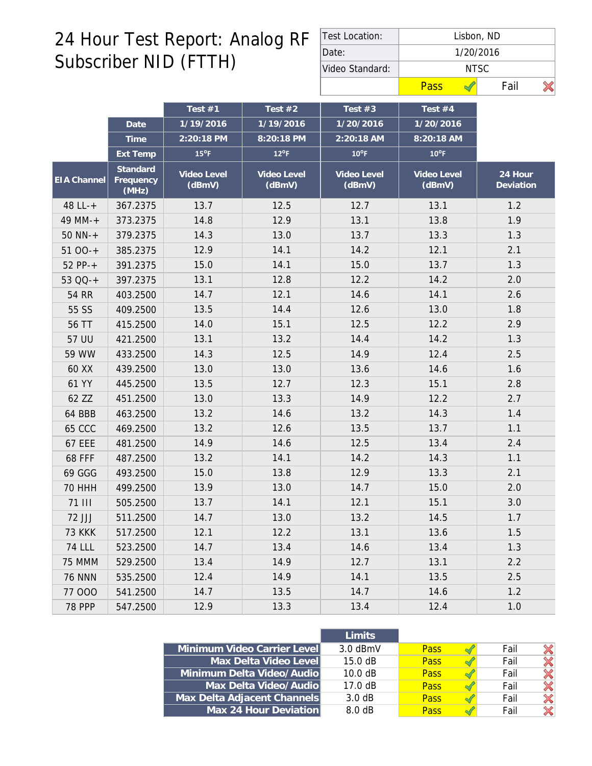# 24 Hour Test Report: Analog RF Subscriber NID (FTTH)

| Test Location: | Lisbon, ND | |
|---|---|---|
| Date: | 1/20/2016 | |
| Video Standard: | NTSC | |
| | Pass ✓ | Fail ✗ |

| | | Test #1 | Test #2 | Test #3 | Test #4 | |
|---|---|---|---|---|---|---|
| | Date | 1/19/2016 | 1/19/2016 | 1/20/2016 | 1/20/2016 | |
| | Time | 2:20:18 PM | 8:20:18 PM | 2:20:18 AM | 8:20:18 AM | |
| | Ext Temp | 15°F | 12°F | 10°F | 10°F | |
| EIA Channel | Standard Frequency (MHz) | Video Level (dBmV) | Video Level (dBmV) | Video Level (dBmV) | Video Level (dBmV) | 24 Hour Deviation |
| 48 LL-+ | 367.2375 | 13.7 | 12.5 | 12.7 | 13.1 | 1.2 |
| 49 MM-+ | 373.2375 | 14.8 | 12.9 | 13.1 | 13.8 | 1.9 |
| 50 NN-+ | 379.2375 | 14.3 | 13.0 | 13.7 | 13.3 | 1.3 |
| 51 OO-+ | 385.2375 | 12.9 | 14.1 | 14.2 | 12.1 | 2.1 |
| 52 PP-+ | 391.2375 | 15.0 | 14.1 | 15.0 | 13.7 | 1.3 |
| 53 QQ-+ | 397.2375 | 13.1 | 12.8 | 12.2 | 14.2 | 2.0 |
| 54 RR | 403.2500 | 14.7 | 12.1 | 14.6 | 14.1 | 2.6 |
| 55 SS | 409.2500 | 13.5 | 14.4 | 12.6 | 13.0 | 1.8 |
| 56 TT | 415.2500 | 14.0 | 15.1 | 12.5 | 12.2 | 2.9 |
| 57 UU | 421.2500 | 13.1 | 13.2 | 14.4 | 14.2 | 1.3 |
| 59 WW | 433.2500 | 14.3 | 12.5 | 14.9 | 12.4 | 2.5 |
| 60 XX | 439.2500 | 13.0 | 13.0 | 13.6 | 14.6 | 1.6 |
| 61 YY | 445.2500 | 13.5 | 12.7 | 12.3 | 15.1 | 2.8 |
| 62 ZZ | 451.2500 | 13.0 | 13.3 | 14.9 | 12.2 | 2.7 |
| 64 BBB | 463.2500 | 13.2 | 14.6 | 13.2 | 14.3 | 1.4 |
| 65 CCC | 469.2500 | 13.2 | 12.6 | 13.5 | 13.7 | 1.1 |
| 67 EEE | 481.2500 | 14.9 | 14.6 | 12.5 | 13.4 | 2.4 |
| 68 FFF | 487.2500 | 13.2 | 14.1 | 14.2 | 14.3 | 1.1 |
| 69 GGG | 493.2500 | 15.0 | 13.8 | 12.9 | 13.3 | 2.1 |
| 70 HHH | 499.2500 | 13.9 | 13.0 | 14.7 | 15.0 | 2.0 |
| 71 III | 505.2500 | 13.7 | 14.1 | 12.1 | 15.1 | 3.0 |
| 72 JJJ | 511.2500 | 14.7 | 13.0 | 13.2 | 14.5 | 1.7 |
| 73 KKK | 517.2500 | 12.1 | 12.2 | 13.1 | 13.6 | 1.5 |
| 74 LLL | 523.2500 | 14.7 | 13.4 | 14.6 | 13.4 | 1.3 |
| 75 MMM | 529.2500 | 13.4 | 14.9 | 12.7 | 13.1 | 2.2 |
| 76 NNN | 535.2500 | 12.4 | 14.9 | 14.1 | 13.5 | 2.5 |
| 77 OOO | 541.2500 | 14.7 | 13.5 | 14.7 | 14.6 | 1.2 |
| 78 PPP | 547.2500 | 12.9 | 13.3 | 13.4 | 12.4 | 1.0 |

| | Limits | | |
|---|---|---|---|
| Minimum Video Carrier Level | 3.0 dBmV | Pass ✓ | Fail ✗ |
| Max Delta Video Level | 15.0 dB | Pass ✓ | Fail ✗ |
| Minimum Delta Video/Audio | 10.0 dB | Pass ✓ | Fail ✗ |
| Max Delta Video/Audio | 17.0 dB | Pass ✓ | Fail ✗ |
| Max Delta Adjacent Channels | 3.0 dB | Pass ✓ | Fail ✗ |
| Max 24 Hour Deviation | 8.0 dB | Pass ✓ | Fail ✗ |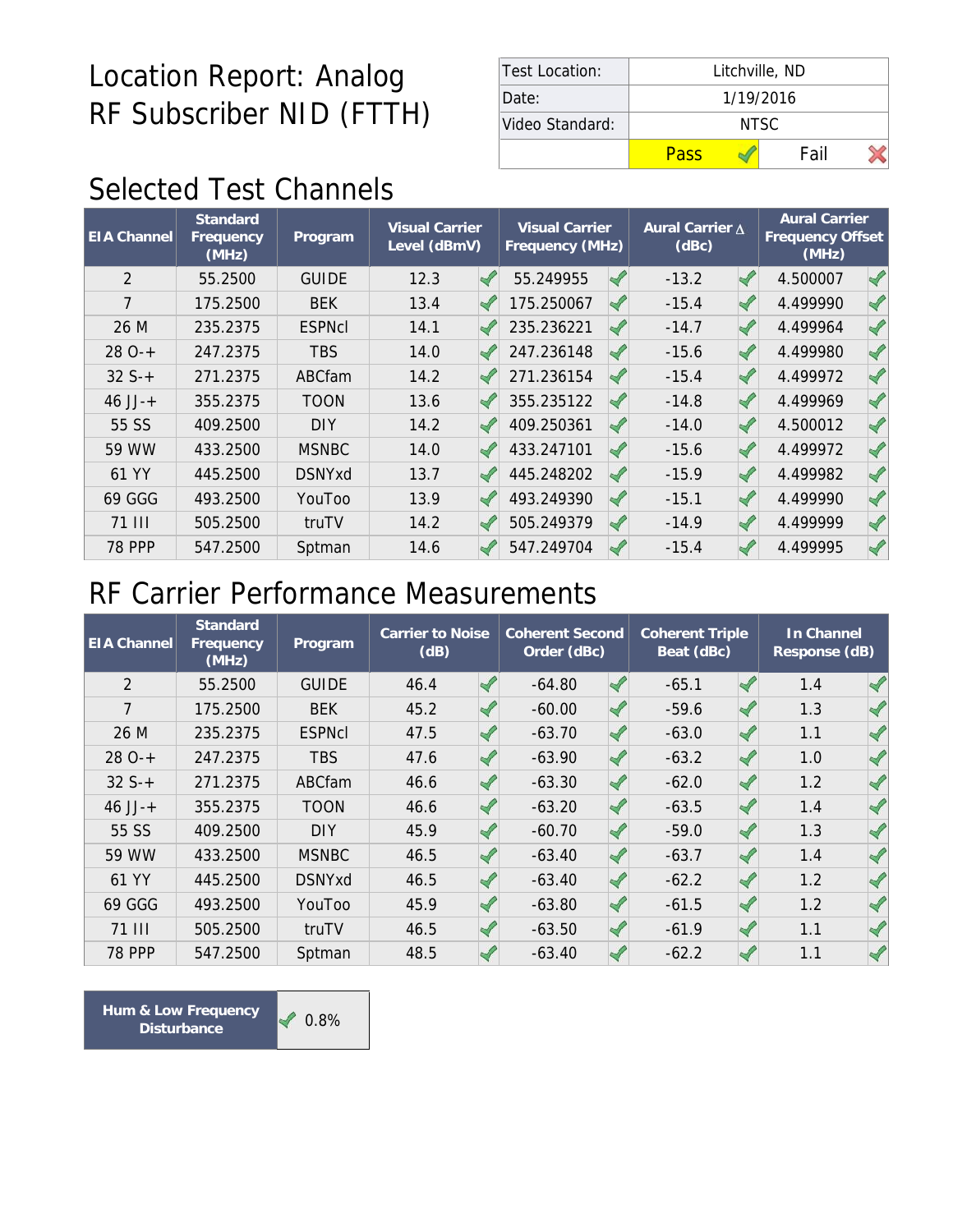# Location Report: Analog RF Subscriber NID (FTTH)

| Test Location: | Litchville, ND | |
|---|---|---|
| Date: | 1/19/2016 | |
| Video Standard: | NTSC | |
| | Pass ✓ | Fail ✗ |

## Selected Test Channels

| EIA Channel | Standard Frequency (MHz) | Program | Visual Carrier Level (dBmV) | | Visual Carrier Frequency (MHz) | | Aural Carrier Δ (dBc) | | Aural Carrier Frequency Offset (MHz) | |
|---|---|---|---|---|---|---|---|---|---|---|
| 2 | 55.2500 | GUIDE | 12.3 | ✓ | 55.249955 | ✓ | -13.2 | ✓ | 4.500007 | ✓ |
| 7 | 175.2500 | BEK | 13.4 | ✓ | 175.250067 | ✓ | -15.4 | ✓ | 4.499990 | ✓ |
| 26 M | 235.2375 | ESPNcl | 14.1 | ✓ | 235.236221 | ✓ | -14.7 | ✓ | 4.499964 | ✓ |
| 28 O-+ | 247.2375 | TBS | 14.0 | ✓ | 247.236148 | ✓ | -15.6 | ✓ | 4.499980 | ✓ |
| 32 S-+ | 271.2375 | ABCfam | 14.2 | ✓ | 271.236154 | ✓ | -15.4 | ✓ | 4.499972 | ✓ |
| 46 JJ-+ | 355.2375 | TOON | 13.6 | ✓ | 355.235122 | ✓ | -14.8 | ✓ | 4.499969 | ✓ |
| 55 SS | 409.2500 | DIY | 14.2 | ✓ | 409.250361 | ✓ | -14.0 | ✓ | 4.500012 | ✓ |
| 59 WW | 433.2500 | MSNBC | 14.0 | ✓ | 433.247101 | ✓ | -15.6 | ✓ | 4.499972 | ✓ |
| 61 YY | 445.2500 | DSNYxd | 13.7 | ✓ | 445.248202 | ✓ | -15.9 | ✓ | 4.499982 | ✓ |
| 69 GGG | 493.2500 | YouToo | 13.9 | ✓ | 493.249390 | ✓ | -15.1 | ✓ | 4.499990 | ✓ |
| 71 III | 505.2500 | truTV | 14.2 | ✓ | 505.249379 | ✓ | -14.9 | ✓ | 4.499999 | ✓ |
| 78 PPP | 547.2500 | Sptman | 14.6 | ✓ | 547.249704 | ✓ | -15.4 | ✓ | 4.499995 | ✓ |

## RF Carrier Performance Measurements

| EIA Channel | Standard Frequency (MHz) | Program | Carrier to Noise (dB) | | Coherent Second Order (dBc) | | Coherent Triple Beat (dBc) | | In Channel Response (dB) | |
|---|---|---|---|---|---|---|---|---|---|---|
| 2 | 55.2500 | GUIDE | 46.4 | ✓ | -64.80 | ✓ | -65.1 | ✓ | 1.4 | ✓ |
| 7 | 175.2500 | BEK | 45.2 | ✓ | -60.00 | ✓ | -59.6 | ✓ | 1.3 | ✓ |
| 26 M | 235.2375 | ESPNcl | 47.5 | ✓ | -63.70 | ✓ | -63.0 | ✓ | 1.1 | ✓ |
| 28 O-+ | 247.2375 | TBS | 47.6 | ✓ | -63.90 | ✓ | -63.2 | ✓ | 1.0 | ✓ |
| 32 S-+ | 271.2375 | ABCfam | 46.6 | ✓ | -63.30 | ✓ | -62.0 | ✓ | 1.2 | ✓ |
| 46 JJ-+ | 355.2375 | TOON | 46.6 | ✓ | -63.20 | ✓ | -63.5 | ✓ | 1.4 | ✓ |
| 55 SS | 409.2500 | DIY | 45.9 | ✓ | -60.70 | ✓ | -59.0 | ✓ | 1.3 | ✓ |
| 59 WW | 433.2500 | MSNBC | 46.5 | ✓ | -63.40 | ✓ | -63.7 | ✓ | 1.4 | ✓ |
| 61 YY | 445.2500 | DSNYxd | 46.5 | ✓ | -63.40 | ✓ | -62.2 | ✓ | 1.2 | ✓ |
| 69 GGG | 493.2500 | YouToo | 45.9 | ✓ | -63.80 | ✓ | -61.5 | ✓ | 1.2 | ✓ |
| 71 III | 505.2500 | truTV | 46.5 | ✓ | -63.50 | ✓ | -61.9 | ✓ | 1.1 | ✓ |
| 78 PPP | 547.2500 | Sptman | 48.5 | ✓ | -63.40 | ✓ | -62.2 | ✓ | 1.1 | ✓ |

| Hum & Low Frequency Disturbance | ✓ 0.8% |
|---|---|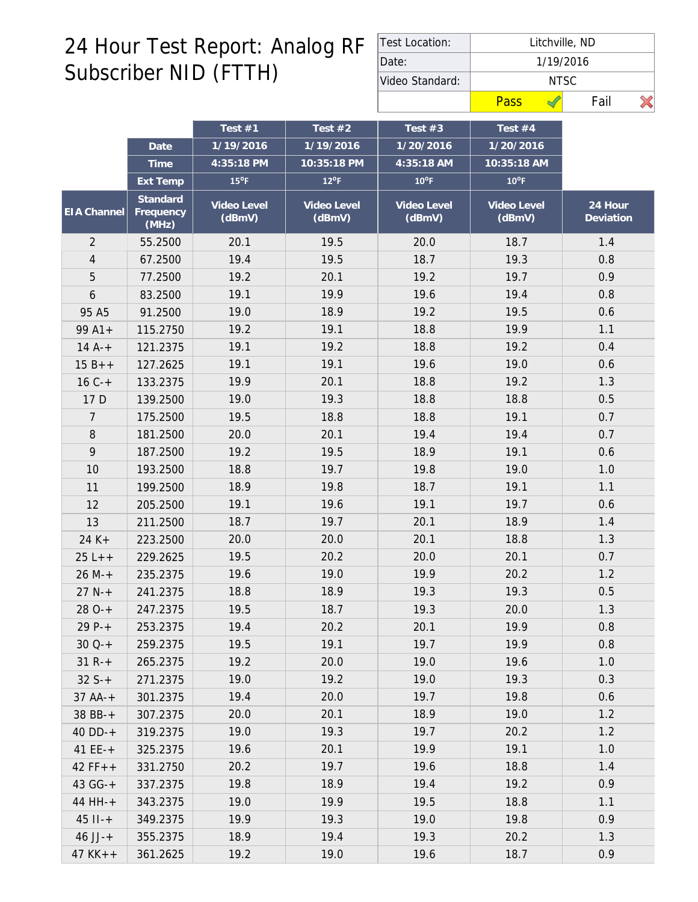# 24 Hour Test Report: Analog RF Subscriber NID (FTTH)

| Test Location: | Litchville, ND |
|---|---|
| Date: | 1/19/2016 |
| Video Standard: | NTSC |
| | Pass ✓ / Fail ✗ |

| | | Test #1 | Test #2 | Test #3 | Test #4 | |
|---|---|---|---|---|---|---|
| | Date | 1/19/2016 | 1/19/2016 | 1/20/2016 | 1/20/2016 | |
| | Time | 4:35:18 PM | 10:35:18 PM | 4:35:18 AM | 10:35:18 AM | |
| | Ext Temp | 15°F | 12°F | 10°F | 10°F | |
| EIA Channel | Standard Frequency (MHz) | Video Level (dBmV) | Video Level (dBmV) | Video Level (dBmV) | Video Level (dBmV) | 24 Hour Deviation |
| 2 | 55.2500 | 20.1 | 19.5 | 20.0 | 18.7 | 1.4 |
| 4 | 67.2500 | 19.4 | 19.5 | 18.7 | 19.3 | 0.8 |
| 5 | 77.2500 | 19.2 | 20.1 | 19.2 | 19.7 | 0.9 |
| 6 | 83.2500 | 19.1 | 19.9 | 19.6 | 19.4 | 0.8 |
| 95 A5 | 91.2500 | 19.0 | 18.9 | 19.2 | 19.5 | 0.6 |
| 99 A1+ | 115.2750 | 19.2 | 19.1 | 18.8 | 19.9 | 1.1 |
| 14 A-+ | 121.2375 | 19.1 | 19.2 | 18.8 | 19.2 | 0.4 |
| 15 B++ | 127.2625 | 19.1 | 19.1 | 19.6 | 19.0 | 0.6 |
| 16 C-+ | 133.2375 | 19.9 | 20.1 | 18.8 | 19.2 | 1.3 |
| 17 D | 139.2500 | 19.0 | 19.3 | 18.8 | 18.8 | 0.5 |
| 7 | 175.2500 | 19.5 | 18.8 | 18.8 | 19.1 | 0.7 |
| 8 | 181.2500 | 20.0 | 20.1 | 19.4 | 19.4 | 0.7 |
| 9 | 187.2500 | 19.2 | 19.5 | 18.9 | 19.1 | 0.6 |
| 10 | 193.2500 | 18.8 | 19.7 | 19.8 | 19.0 | 1.0 |
| 11 | 199.2500 | 18.9 | 19.8 | 18.7 | 19.1 | 1.1 |
| 12 | 205.2500 | 19.1 | 19.6 | 19.1 | 19.7 | 0.6 |
| 13 | 211.2500 | 18.7 | 19.7 | 20.1 | 18.9 | 1.4 |
| 24 K+ | 223.2500 | 20.0 | 20.0 | 20.1 | 18.8 | 1.3 |
| 25 L++ | 229.2625 | 19.5 | 20.2 | 20.0 | 20.1 | 0.7 |
| 26 M-+ | 235.2375 | 19.6 | 19.0 | 19.9 | 20.2 | 1.2 |
| 27 N-+ | 241.2375 | 18.8 | 18.9 | 19.3 | 19.3 | 0.5 |
| 28 O-+ | 247.2375 | 19.5 | 18.7 | 19.3 | 20.0 | 1.3 |
| 29 P-+ | 253.2375 | 19.4 | 20.2 | 20.1 | 19.9 | 0.8 |
| 30 Q-+ | 259.2375 | 19.5 | 19.1 | 19.7 | 19.9 | 0.8 |
| 31 R-+ | 265.2375 | 19.2 | 20.0 | 19.0 | 19.6 | 1.0 |
| 32 S-+ | 271.2375 | 19.0 | 19.2 | 19.0 | 19.3 | 0.3 |
| 37 AA-+ | 301.2375 | 19.4 | 20.0 | 19.7 | 19.8 | 0.6 |
| 38 BB-+ | 307.2375 | 20.0 | 20.1 | 18.9 | 19.0 | 1.2 |
| 40 DD-+ | 319.2375 | 19.0 | 19.3 | 19.7 | 20.2 | 1.2 |
| 41 EE-+ | 325.2375 | 19.6 | 20.1 | 19.9 | 19.1 | 1.0 |
| 42 FF++ | 331.2750 | 20.2 | 19.7 | 19.6 | 18.8 | 1.4 |
| 43 GG-+ | 337.2375 | 19.8 | 18.9 | 19.4 | 19.2 | 0.9 |
| 44 HH-+ | 343.2375 | 19.0 | 19.9 | 19.5 | 18.8 | 1.1 |
| 45 II-+ | 349.2375 | 19.9 | 19.3 | 19.0 | 19.8 | 0.9 |
| 46 JJ-+ | 355.2375 | 18.9 | 19.4 | 19.3 | 20.2 | 1.3 |
| 47 KK++ | 361.2625 | 19.2 | 19.0 | 19.6 | 18.7 | 0.9 |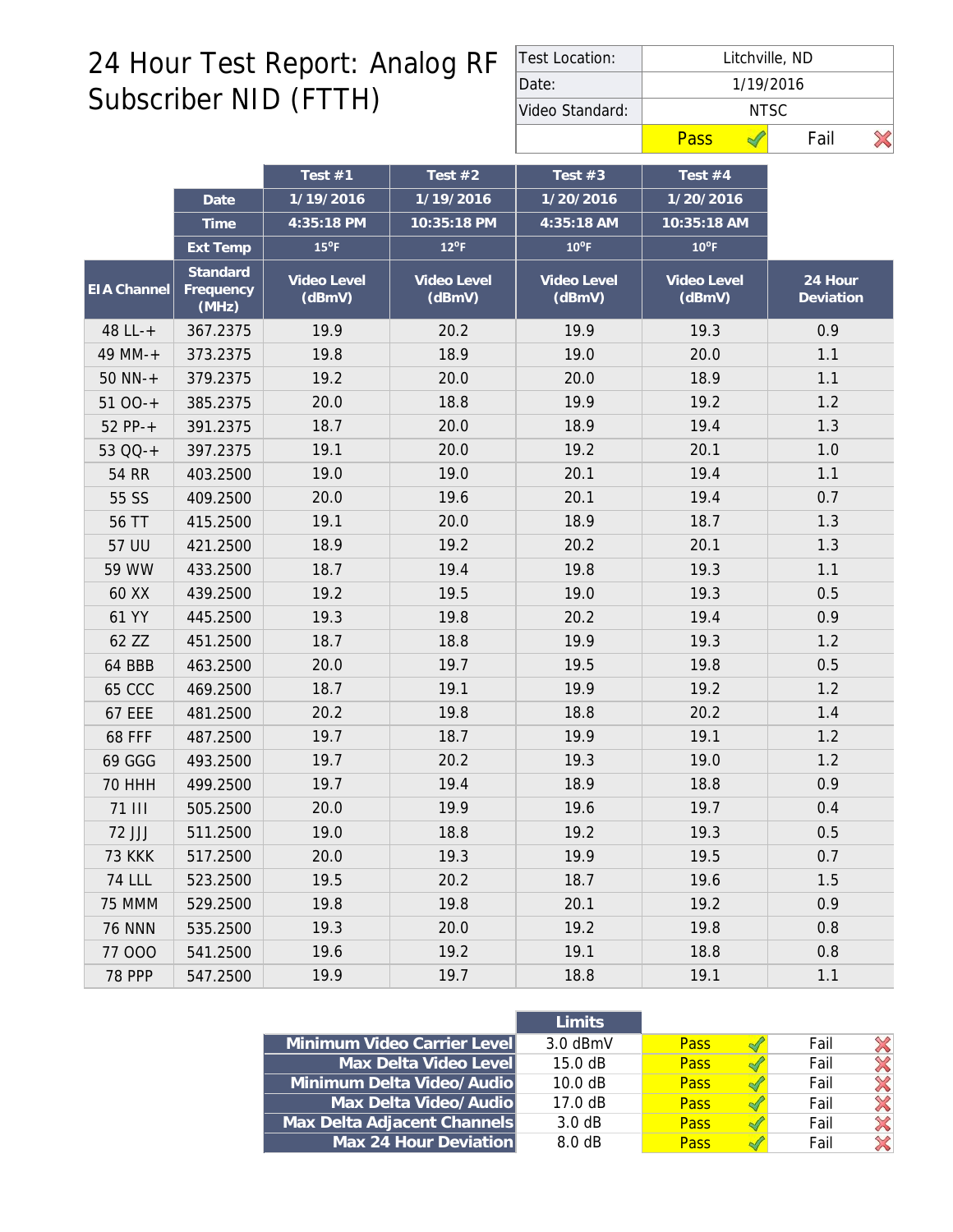# 24 Hour Test Report: Analog RF Subscriber NID (FTTH)

| Test Location: | Litchville, ND | |
|---|---|---|
| Date: | 1/19/2016 | |
| Video Standard: | NTSC | |
| | Pass ✓ | Fail ✗ |

| | | Test #1 | Test #2 | Test #3 | Test #4 | |
|---|---|---|---|---|---|---|
| | Date | 1/19/2016 | 1/19/2016 | 1/20/2016 | 1/20/2016 | |
| | Time | 4:35:18 PM | 10:35:18 PM | 4:35:18 AM | 10:35:18 AM | |
| | Ext Temp | 15°F | 12°F | 10°F | 10°F | |
| EIA Channel | Standard Frequency (MHz) | Video Level (dBmV) | Video Level (dBmV) | Video Level (dBmV) | Video Level (dBmV) | 24 Hour Deviation |
| 48 LL-+ | 367.2375 | 19.9 | 20.2 | 19.9 | 19.3 | 0.9 |
| 49 MM-+ | 373.2375 | 19.8 | 18.9 | 19.0 | 20.0 | 1.1 |
| 50 NN-+ | 379.2375 | 19.2 | 20.0 | 20.0 | 18.9 | 1.1 |
| 51 OO-+ | 385.2375 | 20.0 | 18.8 | 19.9 | 19.2 | 1.2 |
| 52 PP-+ | 391.2375 | 18.7 | 20.0 | 18.9 | 19.4 | 1.3 |
| 53 QQ-+ | 397.2375 | 19.1 | 20.0 | 19.2 | 20.1 | 1.0 |
| 54 RR | 403.2500 | 19.0 | 19.0 | 20.1 | 19.4 | 1.1 |
| 55 SS | 409.2500 | 20.0 | 19.6 | 20.1 | 19.4 | 0.7 |
| 56 TT | 415.2500 | 19.1 | 20.0 | 18.9 | 18.7 | 1.3 |
| 57 UU | 421.2500 | 18.9 | 19.2 | 20.2 | 20.1 | 1.3 |
| 59 WW | 433.2500 | 18.7 | 19.4 | 19.8 | 19.3 | 1.1 |
| 60 XX | 439.2500 | 19.2 | 19.5 | 19.0 | 19.3 | 0.5 |
| 61 YY | 445.2500 | 19.3 | 19.8 | 20.2 | 19.4 | 0.9 |
| 62 ZZ | 451.2500 | 18.7 | 18.8 | 19.9 | 19.3 | 1.2 |
| 64 BBB | 463.2500 | 20.0 | 19.7 | 19.5 | 19.8 | 0.5 |
| 65 CCC | 469.2500 | 18.7 | 19.1 | 19.9 | 19.2 | 1.2 |
| 67 EEE | 481.2500 | 20.2 | 19.8 | 18.8 | 20.2 | 1.4 |
| 68 FFF | 487.2500 | 19.7 | 18.7 | 19.9 | 19.1 | 1.2 |
| 69 GGG | 493.2500 | 19.7 | 20.2 | 19.3 | 19.0 | 1.2 |
| 70 HHH | 499.2500 | 19.7 | 19.4 | 18.9 | 18.8 | 0.9 |
| 71 III | 505.2500 | 20.0 | 19.9 | 19.6 | 19.7 | 0.4 |
| 72 JJJ | 511.2500 | 19.0 | 18.8 | 19.2 | 19.3 | 0.5 |
| 73 KKK | 517.2500 | 20.0 | 19.3 | 19.9 | 19.5 | 0.7 |
| 74 LLL | 523.2500 | 19.5 | 20.2 | 18.7 | 19.6 | 1.5 |
| 75 MMM | 529.2500 | 19.8 | 19.8 | 20.1 | 19.2 | 0.9 |
| 76 NNN | 535.2500 | 19.3 | 20.0 | 19.2 | 19.8 | 0.8 |
| 77 OOO | 541.2500 | 19.6 | 19.2 | 19.1 | 18.8 | 0.8 |
| 78 PPP | 547.2500 | 19.9 | 19.7 | 18.8 | 19.1 | 1.1 |

| | Limits | | |
|---|---|---|---|
| Minimum Video Carrier Level | 3.0 dBmV | Pass ✓ | Fail ✗ |
| Max Delta Video Level | 15.0 dB | Pass ✓ | Fail ✗ |
| Minimum Delta Video/Audio | 10.0 dB | Pass ✓ | Fail ✗ |
| Max Delta Video/Audio | 17.0 dB | Pass ✓ | Fail ✗ |
| Max Delta Adjacent Channels | 3.0 dB | Pass ✓ | Fail ✗ |
| Max 24 Hour Deviation | 8.0 dB | Pass ✓ | Fail ✗ |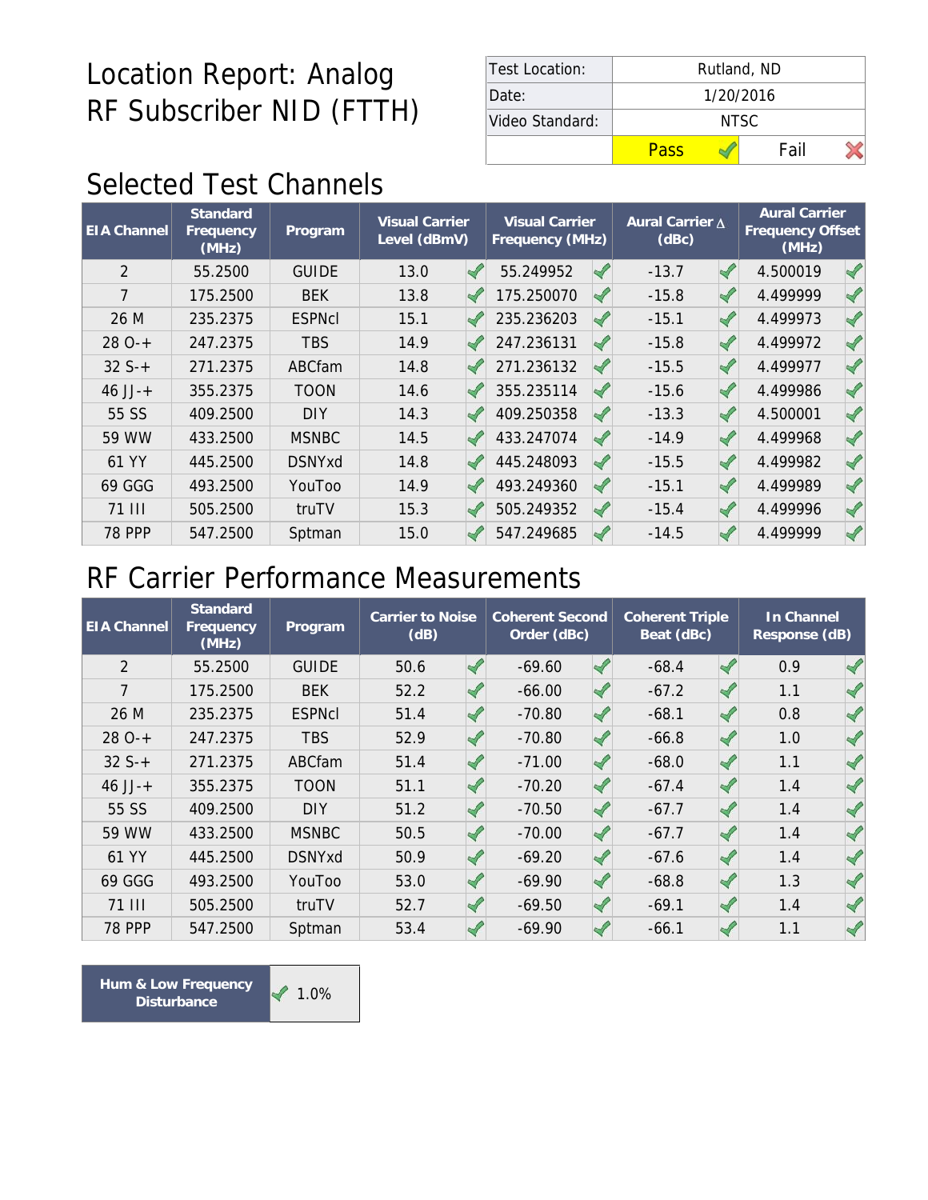# Location Report: Analog RF Subscriber NID (FTTH)

| Test Location: | Rutland, ND | |
|---|---|---|
| Date: | 1/20/2016 | |
| Video Standard: | NTSC | |
| | Pass ✓ | Fail ✗ |

## Selected Test Channels

| EIA Channel | Standard Frequency (MHz) | Program | Visual Carrier Level (dBmV) | | Visual Carrier Frequency (MHz) | | Aural Carrier Δ (dBc) | | Aural Carrier Frequency Offset (MHz) | |
|---|---|---|---|---|---|---|---|---|---|---|
| 2 | 55.2500 | GUIDE | 13.0 | ✓ | 55.249952 | ✓ | -13.7 | ✓ | 4.500019 | ✓ |
| 7 | 175.2500 | BEK | 13.8 | ✓ | 175.250070 | ✓ | -15.8 | ✓ | 4.499999 | ✓ |
| 26 M | 235.2375 | ESPNcl | 15.1 | ✓ | 235.236203 | ✓ | -15.1 | ✓ | 4.499973 | ✓ |
| 28 O-+ | 247.2375 | TBS | 14.9 | ✓ | 247.236131 | ✓ | -15.8 | ✓ | 4.499972 | ✓ |
| 32 S-+ | 271.2375 | ABCfam | 14.8 | ✓ | 271.236132 | ✓ | -15.5 | ✓ | 4.499977 | ✓ |
| 46 JJ-+ | 355.2375 | TOON | 14.6 | ✓ | 355.235114 | ✓ | -15.6 | ✓ | 4.499986 | ✓ |
| 55 SS | 409.2500 | DIY | 14.3 | ✓ | 409.250358 | ✓ | -13.3 | ✓ | 4.500001 | ✓ |
| 59 WW | 433.2500 | MSNBC | 14.5 | ✓ | 433.247074 | ✓ | -14.9 | ✓ | 4.499968 | ✓ |
| 61 YY | 445.2500 | DSNYxd | 14.8 | ✓ | 445.248093 | ✓ | -15.5 | ✓ | 4.499982 | ✓ |
| 69 GGG | 493.2500 | YouToo | 14.9 | ✓ | 493.249360 | ✓ | -15.1 | ✓ | 4.499989 | ✓ |
| 71 III | 505.2500 | truTV | 15.3 | ✓ | 505.249352 | ✓ | -15.4 | ✓ | 4.499996 | ✓ |
| 78 PPP | 547.2500 | Sptman | 15.0 | ✓ | 547.249685 | ✓ | -14.5 | ✓ | 4.499999 | ✓ |

## RF Carrier Performance Measurements

| EIA Channel | Standard Frequency (MHz) | Program | Carrier to Noise (dB) | | Coherent Second Order (dBc) | | Coherent Triple Beat (dBc) | | In Channel Response (dB) | |
|---|---|---|---|---|---|---|---|---|---|---|
| 2 | 55.2500 | GUIDE | 50.6 | ✓ | -69.60 | ✓ | -68.4 | ✓ | 0.9 | ✓ |
| 7 | 175.2500 | BEK | 52.2 | ✓ | -66.00 | ✓ | -67.2 | ✓ | 1.1 | ✓ |
| 26 M | 235.2375 | ESPNcl | 51.4 | ✓ | -70.80 | ✓ | -68.1 | ✓ | 0.8 | ✓ |
| 28 O-+ | 247.2375 | TBS | 52.9 | ✓ | -70.80 | ✓ | -66.8 | ✓ | 1.0 | ✓ |
| 32 S-+ | 271.2375 | ABCfam | 51.4 | ✓ | -71.00 | ✓ | -68.0 | ✓ | 1.1 | ✓ |
| 46 JJ-+ | 355.2375 | TOON | 51.1 | ✓ | -70.20 | ✓ | -67.4 | ✓ | 1.4 | ✓ |
| 55 SS | 409.2500 | DIY | 51.2 | ✓ | -70.50 | ✓ | -67.7 | ✓ | 1.4 | ✓ |
| 59 WW | 433.2500 | MSNBC | 50.5 | ✓ | -70.00 | ✓ | -67.7 | ✓ | 1.4 | ✓ |
| 61 YY | 445.2500 | DSNYxd | 50.9 | ✓ | -69.20 | ✓ | -67.6 | ✓ | 1.4 | ✓ |
| 69 GGG | 493.2500 | YouToo | 53.0 | ✓ | -69.90 | ✓ | -68.8 | ✓ | 1.3 | ✓ |
| 71 III | 505.2500 | truTV | 52.7 | ✓ | -69.50 | ✓ | -69.1 | ✓ | 1.4 | ✓ |
| 78 PPP | 547.2500 | Sptman | 53.4 | ✓ | -69.90 | ✓ | -66.1 | ✓ | 1.1 | ✓ |

| Hum & Low Frequency Disturbance | ✓ 1.0% |
|---|---|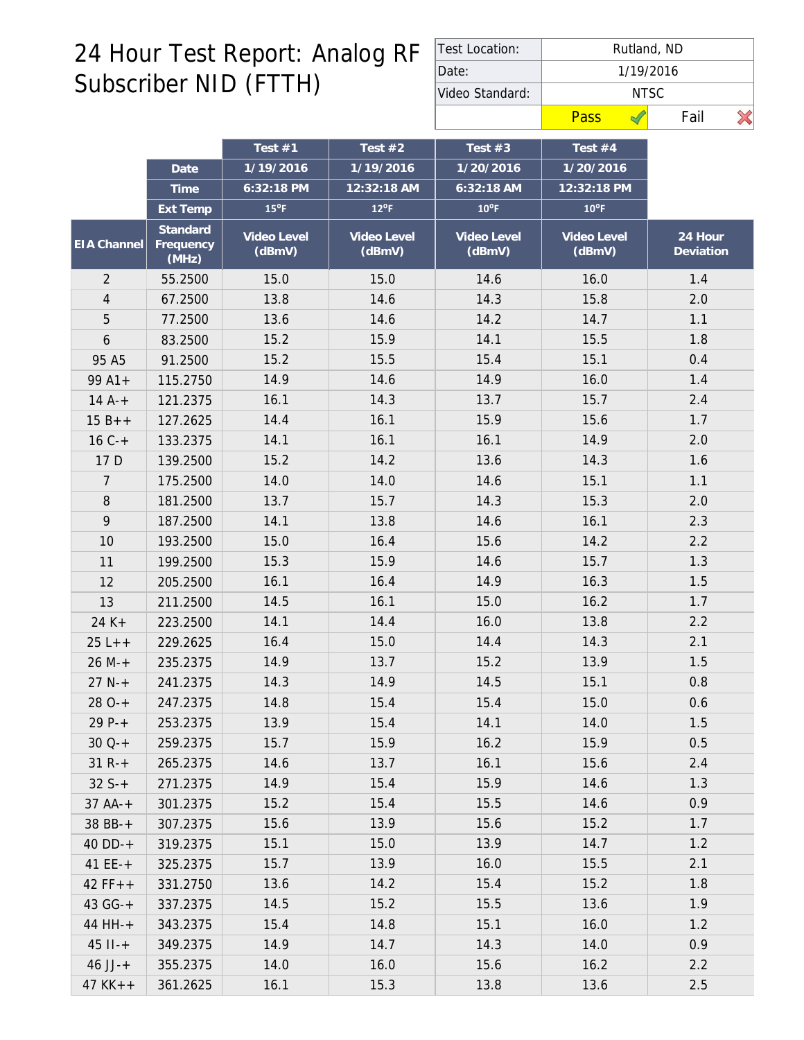# 24 Hour Test Report: Analog RF Subscriber NID (FTTH)

| Test Location: | Rutland, ND | |
|---|---|---|
| Date: | 1/19/2016 | |
| Video Standard: | NTSC | |
| | Pass ✓ | Fail ✗ |

| | | Test #1 | Test #2 | Test #3 | Test #4 | |
|---|---|---|---|---|---|---|
| | Date | 1/19/2016 | 1/19/2016 | 1/20/2016 | 1/20/2016 | |
| | Time | 6:32:18 PM | 12:32:18 AM | 6:32:18 AM | 12:32:18 PM | |
| | Ext Temp | 15°F | 12°F | 10°F | 10°F | |
| EIA Channel | Standard Frequency (MHz) | Video Level (dBmV) | Video Level (dBmV) | Video Level (dBmV) | Video Level (dBmV) | 24 Hour Deviation |
| 2 | 55.2500 | 15.0 | 15.0 | 14.6 | 16.0 | 1.4 |
| 4 | 67.2500 | 13.8 | 14.6 | 14.3 | 15.8 | 2.0 |
| 5 | 77.2500 | 13.6 | 14.6 | 14.2 | 14.7 | 1.1 |
| 6 | 83.2500 | 15.2 | 15.9 | 14.1 | 15.5 | 1.8 |
| 95 A5 | 91.2500 | 15.2 | 15.5 | 15.4 | 15.1 | 0.4 |
| 99 A1+ | 115.2750 | 14.9 | 14.6 | 14.9 | 16.0 | 1.4 |
| 14 A-+ | 121.2375 | 16.1 | 14.3 | 13.7 | 15.7 | 2.4 |
| 15 B++ | 127.2625 | 14.4 | 16.1 | 15.9 | 15.6 | 1.7 |
| 16 C-+ | 133.2375 | 14.1 | 16.1 | 16.1 | 14.9 | 2.0 |
| 17 D | 139.2500 | 15.2 | 14.2 | 13.6 | 14.3 | 1.6 |
| 7 | 175.2500 | 14.0 | 14.0 | 14.6 | 15.1 | 1.1 |
| 8 | 181.2500 | 13.7 | 15.7 | 14.3 | 15.3 | 2.0 |
| 9 | 187.2500 | 14.1 | 13.8 | 14.6 | 16.1 | 2.3 |
| 10 | 193.2500 | 15.0 | 16.4 | 15.6 | 14.2 | 2.2 |
| 11 | 199.2500 | 15.3 | 15.9 | 14.6 | 15.7 | 1.3 |
| 12 | 205.2500 | 16.1 | 16.4 | 14.9 | 16.3 | 1.5 |
| 13 | 211.2500 | 14.5 | 16.1 | 15.0 | 16.2 | 1.7 |
| 24 K+ | 223.2500 | 14.1 | 14.4 | 16.0 | 13.8 | 2.2 |
| 25 L++ | 229.2625 | 16.4 | 15.0 | 14.4 | 14.3 | 2.1 |
| 26 M-+ | 235.2375 | 14.9 | 13.7 | 15.2 | 13.9 | 1.5 |
| 27 N-+ | 241.2375 | 14.3 | 14.9 | 14.5 | 15.1 | 0.8 |
| 28 O-+ | 247.2375 | 14.8 | 15.4 | 15.4 | 15.0 | 0.6 |
| 29 P-+ | 253.2375 | 13.9 | 15.4 | 14.1 | 14.0 | 1.5 |
| 30 Q-+ | 259.2375 | 15.7 | 15.9 | 16.2 | 15.9 | 0.5 |
| 31 R-+ | 265.2375 | 14.6 | 13.7 | 16.1 | 15.6 | 2.4 |
| 32 S-+ | 271.2375 | 14.9 | 15.4 | 15.9 | 14.6 | 1.3 |
| 37 AA-+ | 301.2375 | 15.2 | 15.4 | 15.5 | 14.6 | 0.9 |
| 38 BB-+ | 307.2375 | 15.6 | 13.9 | 15.6 | 15.2 | 1.7 |
| 40 DD-+ | 319.2375 | 15.1 | 15.0 | 13.9 | 14.7 | 1.2 |
| 41 EE-+ | 325.2375 | 15.7 | 13.9 | 16.0 | 15.5 | 2.1 |
| 42 FF++ | 331.2750 | 13.6 | 14.2 | 15.4 | 15.2 | 1.8 |
| 43 GG-+ | 337.2375 | 14.5 | 15.2 | 15.5 | 13.6 | 1.9 |
| 44 HH-+ | 343.2375 | 15.4 | 14.8 | 15.1 | 16.0 | 1.2 |
| 45 II-+ | 349.2375 | 14.9 | 14.7 | 14.3 | 14.0 | 0.9 |
| 46 JJ-+ | 355.2375 | 14.0 | 16.0 | 15.6 | 16.2 | 2.2 |
| 47 KK++ | 361.2625 | 16.1 | 15.3 | 13.8 | 13.6 | 2.5 |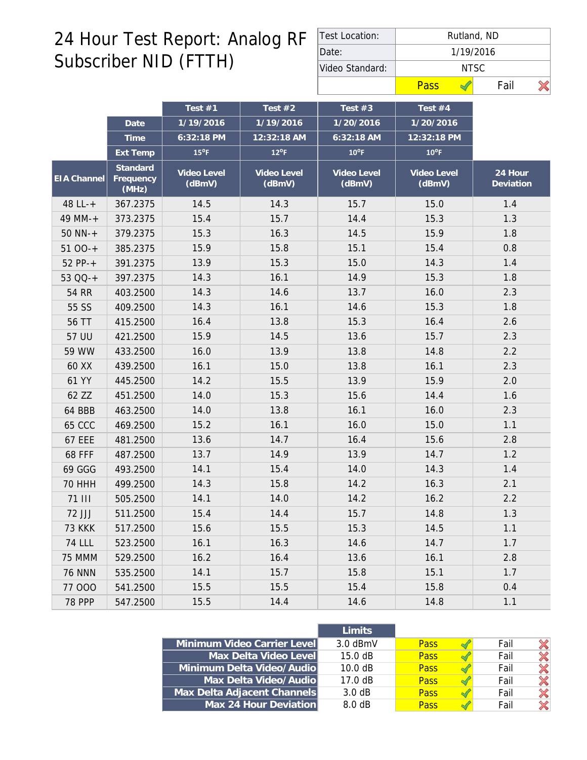# 24 Hour Test Report: Analog RF Subscriber NID (FTTH)

| | |
|---|---|
| Test Location: | Rutland, ND |
| Date: | 1/19/2016 |
| Video Standard: | NTSC |
| Pass ✓ | Fail ✗ |

| | | Test #1 | Test #2 | Test #3 | Test #4 | |
|---|---|---|---|---|---|---|
| | Date | 1/19/2016 | 1/19/2016 | 1/20/2016 | 1/20/2016 | |
| | Time | 6:32:18 PM | 12:32:18 AM | 6:32:18 AM | 12:32:18 PM | |
| | Ext Temp | 15°F | 12°F | 10°F | 10°F | |
| EIA Channel | Standard Frequency (MHz) | Video Level (dBmV) | Video Level (dBmV) | Video Level (dBmV) | Video Level (dBmV) | 24 Hour Deviation |
| 48 LL-+ | 367.2375 | 14.5 | 14.3 | 15.7 | 15.0 | 1.4 |
| 49 MM-+ | 373.2375 | 15.4 | 15.7 | 14.4 | 15.3 | 1.3 |
| 50 NN-+ | 379.2375 | 15.3 | 16.3 | 14.5 | 15.9 | 1.8 |
| 51 OO-+ | 385.2375 | 15.9 | 15.8 | 15.1 | 15.4 | 0.8 |
| 52 PP-+ | 391.2375 | 13.9 | 15.3 | 15.0 | 14.3 | 1.4 |
| 53 QQ-+ | 397.2375 | 14.3 | 16.1 | 14.9 | 15.3 | 1.8 |
| 54 RR | 403.2500 | 14.3 | 14.6 | 13.7 | 16.0 | 2.3 |
| 55 SS | 409.2500 | 14.3 | 16.1 | 14.6 | 15.3 | 1.8 |
| 56 TT | 415.2500 | 16.4 | 13.8 | 15.3 | 16.4 | 2.6 |
| 57 UU | 421.2500 | 15.9 | 14.5 | 13.6 | 15.7 | 2.3 |
| 59 WW | 433.2500 | 16.0 | 13.9 | 13.8 | 14.8 | 2.2 |
| 60 XX | 439.2500 | 16.1 | 15.0 | 13.8 | 16.1 | 2.3 |
| 61 YY | 445.2500 | 14.2 | 15.5 | 13.9 | 15.9 | 2.0 |
| 62 ZZ | 451.2500 | 14.0 | 15.3 | 15.6 | 14.4 | 1.6 |
| 64 BBB | 463.2500 | 14.0 | 13.8 | 16.1 | 16.0 | 2.3 |
| 65 CCC | 469.2500 | 15.2 | 16.1 | 16.0 | 15.0 | 1.1 |
| 67 EEE | 481.2500 | 13.6 | 14.7 | 16.4 | 15.6 | 2.8 |
| 68 FFF | 487.2500 | 13.7 | 14.9 | 13.9 | 14.7 | 1.2 |
| 69 GGG | 493.2500 | 14.1 | 15.4 | 14.0 | 14.3 | 1.4 |
| 70 HHH | 499.2500 | 14.3 | 15.8 | 14.2 | 16.3 | 2.1 |
| 71 III | 505.2500 | 14.1 | 14.0 | 14.2 | 16.2 | 2.2 |
| 72 JJJ | 511.2500 | 15.4 | 14.4 | 15.7 | 14.8 | 1.3 |
| 73 KKK | 517.2500 | 15.6 | 15.5 | 15.3 | 14.5 | 1.1 |
| 74 LLL | 523.2500 | 16.1 | 16.3 | 14.6 | 14.7 | 1.7 |
| 75 MMM | 529.2500 | 16.2 | 16.4 | 13.6 | 16.1 | 2.8 |
| 76 NNN | 535.2500 | 14.1 | 15.7 | 15.8 | 15.1 | 1.7 |
| 77 OOO | 541.2500 | 15.5 | 15.5 | 15.4 | 15.8 | 0.4 |
| 78 PPP | 547.2500 | 15.5 | 14.4 | 14.6 | 14.8 | 1.1 |

| | Limits | | |
|---|---|---|---|
| Minimum Video Carrier Level | 3.0 dBmV | Pass ✓ | Fail ✗ |
| Max Delta Video Level | 15.0 dB | Pass ✓ | Fail ✗ |
| Minimum Delta Video/Audio | 10.0 dB | Pass ✓ | Fail ✗ |
| Max Delta Video/Audio | 17.0 dB | Pass ✓ | Fail ✗ |
| Max Delta Adjacent Channels | 3.0 dB | Pass ✓ | Fail ✗ |
| Max 24 Hour Deviation | 8.0 dB | Pass ✓ | Fail ✗ |